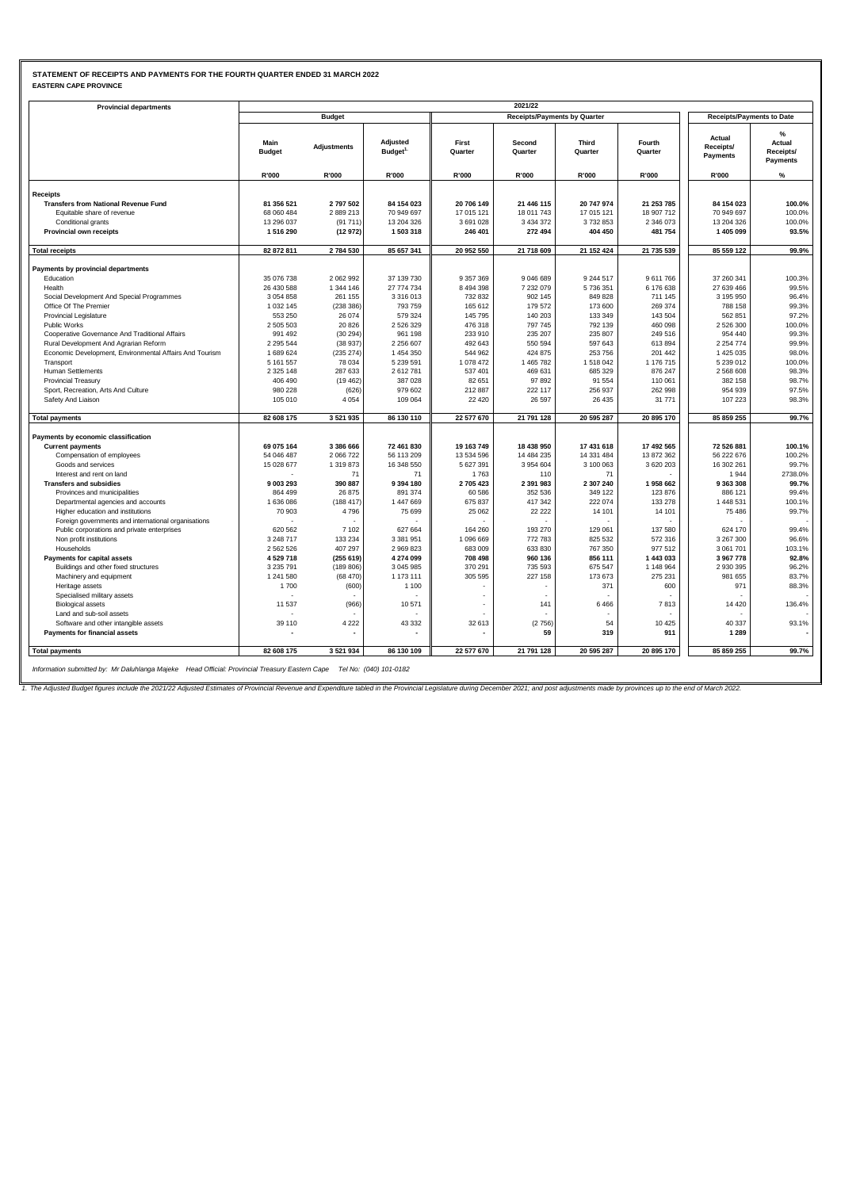**STATEMENT OF RECEIPTS AND PAYMENTS FOR THE FOURTH QUARTER ENDED 31 MARCH 2022**

**EASTERN CAPE PROVINCE**

| Provincial departments | 2021/22 | | | | | | | | |
|---|---|---|---|---|---|---|---|---|---|
| | Budget | | | Receipts/Payments by Quarter | | | | Receipts/Payments to Date | |
| | Main Budget | Adjustments | Adjusted Budget[1] | First Quarter | Second Quarter | Third Quarter | Fourth Quarter | Actual Receipts/ Payments | % Actual Receipts/ Payments |
| | R'000 | R'000 | R'000 | R'000 | R'000 | R'000 | R'000 | R'000 | % |
| **Receipts** | | | | | | | | | |
| **Transfers from National Revenue Fund** | **81 356 521** | **2 797 502** | **84 154 023** | **20 706 149** | **21 446 115** | **20 747 974** | **21 253 785** | **84 154 023** | **100.0%** |
| Equitable share of revenue | 68 060 484 | 2 889 213 | 70 949 697 | 17 015 121 | 18 011 743 | 17 015 121 | 18 907 712 | 70 949 697 | 100.0% |
| Conditional grants | 13 296 037 | (91 711) | 13 204 326 | 3 691 028 | 3 434 372 | 3 732 853 | 2 346 073 | 13 204 326 | 100.0% |
| **Provincial own receipts** | **1 516 290** | **(12 972)** | **1 503 318** | **246 401** | **272 494** | **404 450** | **481 754** | **1 405 099** | **93.5%** |
| **Total receipts** | **82 872 811** | **2 784 530** | **85 657 341** | **20 952 550** | **21 718 609** | **21 152 424** | **21 735 539** | **85 559 122** | **99.9%** |
| **Payments by provincial departments** | | | | | | | | | |
| Education | 35 076 738 | 2 062 992 | 37 139 730 | 9 357 369 | 9 046 689 | 9 244 517 | 9 611 766 | 37 260 341 | 100.3% |
| Health | 26 430 588 | 1 344 146 | 27 774 734 | 8 494 398 | 7 232 079 | 5 736 351 | 6 176 638 | 27 639 466 | 99.5% |
| Social Development And Special Programmes | 3 054 858 | 261 155 | 3 316 013 | 732 832 | 902 145 | 849 828 | 711 145 | 3 195 950 | 96.4% |
| Office Of The Premier | 1 032 145 | (238 386) | 793 759 | 165 612 | 179 572 | 173 600 | 269 374 | 788 158 | 99.3% |
| Provincial Legislature | 553 250 | 26 074 | 579 324 | 145 795 | 140 203 | 133 349 | 143 504 | 562 851 | 97.2% |
| Public Works | 2 505 503 | 20 826 | 2 526 329 | 476 318 | 797 745 | 792 139 | 460 098 | 2 526 300 | 100.0% |
| Cooperative Governance And Traditional Affairs | 991 492 | (30 294) | 961 198 | 233 910 | 235 207 | 235 807 | 249 516 | 954 440 | 99.3% |
| Rural Development And Agrarian Reform | 2 295 544 | (38 937) | 2 256 607 | 492 643 | 550 594 | 597 643 | 613 894 | 2 254 774 | 99.9% |
| Economic Development, Environmental Affairs And Tourism | 1 689 624 | (235 274) | 1 454 350 | 544 962 | 424 875 | 253 756 | 201 442 | 1 425 035 | 98.0% |
| Transport | 5 161 557 | 78 034 | 5 239 591 | 1 078 472 | 1 465 782 | 1 518 042 | 1 176 715 | 5 239 012 | 100.0% |
| Human Settlements | 2 325 148 | 287 633 | 2 612 781 | 537 401 | 469 631 | 685 329 | 876 247 | 2 568 608 | 98.3% |
| Provincial Treasury | 406 490 | (19 462) | 387 028 | 82 651 | 97 892 | 91 554 | 110 061 | 382 158 | 98.7% |
| Sport, Recreation, Arts And Culture | 980 228 | (626) | 979 602 | 212 887 | 222 117 | 256 937 | 262 998 | 954 939 | 97.5% |
| Safety And Liaison | 105 010 | 4 054 | 109 064 | 22 420 | 26 597 | 26 435 | 31 771 | 107 223 | 98.3% |
| **Total payments** | **82 608 175** | **3 521 935** | **86 130 110** | **22 577 670** | **21 791 128** | **20 595 287** | **20 895 170** | **85 859 255** | **99.7%** |
| **Payments by economic classification** | | | | | | | | | |
| **Current payments** | **69 075 164** | **3 386 666** | **72 461 830** | **19 163 749** | **18 438 950** | **17 431 618** | **17 492 565** | **72 526 881** | **100.1%** |
| Compensation of employees | 54 046 487 | 2 066 722 | 56 113 209 | 13 534 596 | 14 484 235 | 14 331 484 | 13 872 362 | 56 222 676 | 100.2% |
| Goods and services | 15 028 677 | 1 319 873 | 16 348 550 | 5 627 391 | 3 954 604 | 3 100 063 | 3 620 203 | 16 302 261 | 99.7% |
| Interest and rent on land | - | 71 | 71 | 1 763 | 110 | 71 | - | 1 944 | 2738.0% |
| **Transfers and subsidies** | **9 003 293** | **390 887** | **9 394 180** | **2 705 423** | **2 391 983** | **2 307 240** | **1 958 662** | **9 363 308** | **99.7%** |
| Provinces and municipalities | 864 499 | 26 875 | 891 374 | 60 586 | 352 536 | 349 122 | 123 876 | 886 121 | 99.4% |
| Departmental agencies and accounts | 1 636 086 | (188 417) | 1 447 669 | 675 837 | 417 342 | 222 074 | 133 278 | 1 448 531 | 100.1% |
| Higher education and institutions | 70 903 | 4 796 | 75 699 | 25 062 | 22 222 | 14 101 | 14 101 | 75 486 | 99.7% |
| Foreign governments and international organisations | - | - | - | - | - | - | - | - | - |
| Public corporations and private enterprises | 620 562 | 7 102 | 627 664 | 164 260 | 193 270 | 129 061 | 137 580 | 624 170 | 99.4% |
| Non profit institutions | 3 248 717 | 133 234 | 3 381 951 | 1 096 669 | 772 783 | 825 532 | 572 316 | 3 267 300 | 96.6% |
| Households | 2 562 526 | 407 297 | 2 969 823 | 683 009 | 633 830 | 767 350 | 977 512 | 3 061 701 | 103.1% |
| **Payments for capital assets** | **4 529 718** | **(255 619)** | **4 274 099** | **708 498** | **960 136** | **856 111** | **1 443 033** | **3 967 778** | **92.8%** |
| Buildings and other fixed structures | 3 235 791 | (189 806) | 3 045 985 | 370 291 | 735 593 | 675 547 | 1 148 964 | 2 930 395 | 96.2% |
| Machinery and equipment | 1 241 580 | (68 470) | 1 173 111 | 305 595 | 227 158 | 173 673 | 275 231 | 981 655 | 83.7% |
| Heritage assets | 1 700 | (600) | 1 100 | - | - | 371 | 600 | 971 | 88.3% |
| Specialised military assets | - | - | - | - | - | - | - | - | - |
| Biological assets | 11 537 | (966) | 10 571 | - | 141 | 6 466 | 7 813 | 14 420 | 136.4% |
| Land and sub-soil assets | - | - | - | - | - | - | - | - | - |
| Software and other intangible assets | 39 110 | 4 222 | 43 332 | 32 613 | (2 756) | 54 | 10 425 | 40 337 | 93.1% |
| **Payments for financial assets** | **-** | **-** | **-** | **-** | **59** | **319** | **911** | **1 289** | **-** |
| **Total payments** | **82 608 175** | **3 521 934** | **86 130 109** | **22 577 670** | **21 791 128** | **20 595 287** | **20 895 170** | **85 859 255** | **99.7%** |

*Information submitted by: Mr Daluhlanga Majeke Head Official: Provincial Treasury Eastern Cape Tel No: (040) 101-0182*

*1. The Adjusted Budget figures include the 2021/22 Adjusted Estimates of Provincial Revenue and Expenditure tabled in the Provincial Legislature during December 2021; and post adjustments made by provinces up to the end of March 2022.*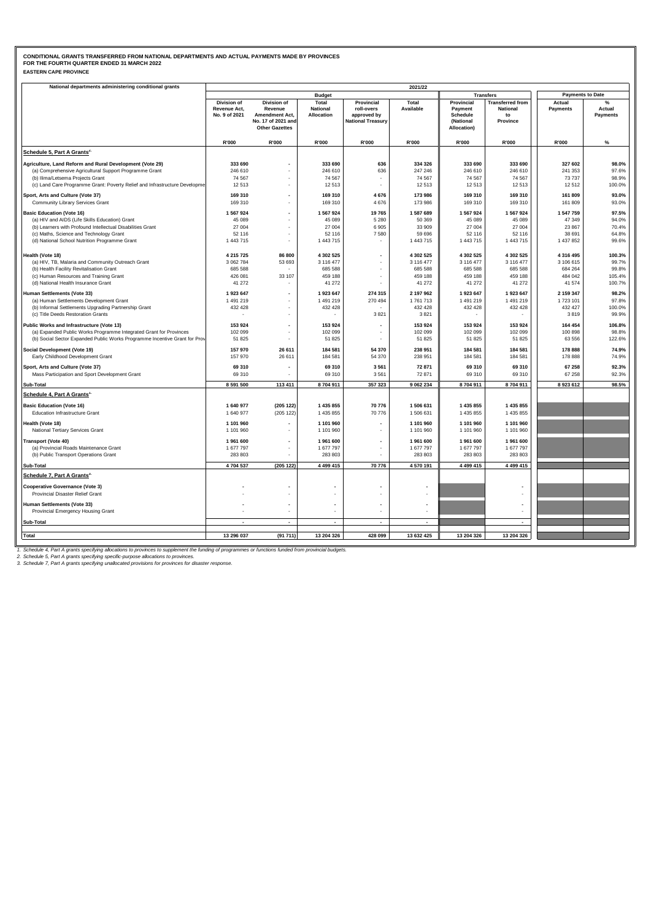**CONDITIONAL GRANTS TRANSFERRED FROM NATIONAL DEPARTMENTS AND ACTUAL PAYMENTS MADE BY PROVINCES**
**FOR THE FOURTH QUARTER ENDED 31 MARCH 2022**
**EASTERN CAPE PROVINCE**

| National departments administering conditional grants | 2021/22 | | | | | | | | |
|---|---|---|---|---|---|---|---|---|---|
| | Budget | | | | | Transfers | | Payments to Date | |
| | Division of Revenue Act, No. 9 of 2021 | Division of Revenue Amendment Act, No. 17 of 2021 and Other Gazettes | Total National Allocation | Provincial roll-overs approved by National Treasury | Total Available | Provincial Payment Schedule (National Allocation) | Transferred from National to Province | Actual Payments | % Actual Payments |
| | R'000 | R'000 | R'000 | R'000 | R'000 | R'000 | R'000 | R'000 | % |
| **Schedule 5, Part A Grants**[2] | | | | | | | | | |
| **Agriculture, Land Reform and Rural Development (Vote 29)** | **333 690** | **-** | **333 690** | **636** | **334 326** | **333 690** | **333 690** | **327 602** | **98.0%** |
| (a) Comprehensive Agricultural Support Programme Grant | 246 610 | - | 246 610 | 636 | 247 246 | 246 610 | 246 610 | 241 353 | 97.6% |
| (b) Ilima/Letsema Projects Grant | 74 567 | - | 74 567 | - | 74 567 | 74 567 | 74 567 | 73 737 | 98.9% |
| (c) Land Care Programme Grant: Poverty Relief and Infrastructure Developme | 12 513 | - | 12 513 | - | 12 513 | 12 513 | 12 513 | 12 512 | 100.0% |
| **Sport, Arts and Culture (Vote 37)** | **169 310** | **-** | **169 310** | **4 676** | **173 986** | **169 310** | **169 310** | **161 809** | **93.0%** |
| Community Library Services Grant | 169 310 | - | 169 310 | 4 676 | 173 986 | 169 310 | 169 310 | 161 809 | 93.0% |
| **Basic Education (Vote 16)** | **1 567 924** | **-** | **1 567 924** | **19 765** | **1 587 689** | **1 567 924** | **1 567 924** | **1 547 759** | **97.5%** |
| (a) HIV and AIDS (Life Skills Education) Grant | 45 089 | - | 45 089 | 5 280 | 50 369 | 45 089 | 45 089 | 47 349 | 94.0% |
| (b) Learners with Profound Intellectual Disabilities Grant | 27 004 | - | 27 004 | 6 905 | 33 909 | 27 004 | 27 004 | 23 867 | 70.4% |
| (c) Maths, Science and Technology Grant | 52 116 | - | 52 116 | 7 580 | 59 696 | 52 116 | 52 116 | 38 691 | 64.8% |
| (d) National School Nutrition Programme Grant | 1 443 715 | - | 1 443 715 | - | 1 443 715 | 1 443 715 | 1 443 715 | 1 437 852 | 99.6% |
| **Health (Vote 18)** | **4 215 725** | **86 800** | **4 302 525** | **-** | **4 302 525** | **4 302 525** | **4 302 525** | **4 316 495** | **100.3%** |
| (a) HIV, TB, Malaria and Community Outreach Grant | 3 062 784 | 53 693 | 3 116 477 | - | 3 116 477 | 3 116 477 | 3 116 477 | 3 106 615 | 99.7% |
| (b) Health Facility Revitalisation Grant | 685 588 | - | 685 588 | - | 685 588 | 685 588 | 685 588 | 684 264 | 99.8% |
| (c) Human Resources and Training Grant | 426 081 | 33 107 | 459 188 | - | 459 188 | 459 188 | 459 188 | 484 042 | 105.4% |
| (d) National Health Insurance Grant | 41 272 | - | 41 272 | - | 41 272 | 41 272 | 41 272 | 41 574 | 100.7% |
| **Human Settlements (Vote 33)** | **1 923 647** | **-** | **1 923 647** | **274 315** | **2 197 962** | **1 923 647** | **1 923 647** | **2 159 347** | **98.2%** |
| (a) Human Settlements Development Grant | 1 491 219 | - | 1 491 219 | 270 494 | 1 761 713 | 1 491 219 | 1 491 219 | 1 723 101 | 97.8% |
| (b) Informal Settlements Upgrading Partnership Grant | 432 428 | - | 432 428 | - | 432 428 | 432 428 | 432 428 | 432 427 | 100.0% |
| (c) Title Deeds Restoration Grants | - | - | - | 3 821 | 3 821 | - | - | 3 819 | 99.9% |
| **Public Works and Infrastructure (Vote 13)** | **153 924** | **-** | **153 924** | **-** | **153 924** | **153 924** | **153 924** | **164 454** | **106.8%** |
| (a) Expanded Public Works Programme Integrated Grant for Provinces | 102 099 | - | 102 099 | - | 102 099 | 102 099 | 102 099 | 100 898 | 98.8% |
| (b) Social Sector Expanded Public Works Programme Incentive Grant for Prov | 51 825 | - | 51 825 | - | 51 825 | 51 825 | 51 825 | 63 556 | 122.6% |
| **Social Development (Vote 19)** | **157 970** | **26 611** | **184 581** | **54 370** | **238 951** | **184 581** | **184 581** | **178 888** | **74.9%** |
| Early Childhood Development Grant | 157 970 | 26 611 | 184 581 | 54 370 | 238 951 | 184 581 | 184 581 | 178 888 | 74.9% |
| **Sport, Arts and Culture (Vote 37)** | **69 310** | **-** | **69 310** | **3 561** | **72 871** | **69 310** | **69 310** | **67 258** | **92.3%** |
| Mass Participation and Sport Development Grant | 69 310 | - | 69 310 | 3 561 | 72 871 | 69 310 | 69 310 | 67 258 | 92.3% |
| **Sub-Total** | **8 591 500** | **113 411** | **8 704 911** | **357 323** | **9 062 234** | **8 704 911** | **8 704 911** | **8 923 612** | **98.5%** |
| **Schedule 4, Part A Grants**[1] | | | | | | | | | |
| **Basic Education (Vote 16)** | **1 640 977** | **(205 122)** | **1 435 855** | **70 776** | **1 506 631** | **1 435 855** | **1 435 855** | | |
| Education Infrastructure Grant | 1 640 977 | (205 122) | 1 435 855 | 70 776 | 1 506 631 | 1 435 855 | 1 435 855 | | |
| **Health (Vote 18)** | **1 101 960** | **-** | **1 101 960** | **-** | **1 101 960** | **1 101 960** | **1 101 960** | | |
| National Tertiary Services Grant | 1 101 960 | - | 1 101 960 | - | 1 101 960 | 1 101 960 | 1 101 960 | | |
| **Transport (Vote 40)** | **1 961 600** | **-** | **1 961 600** | **-** | **1 961 600** | **1 961 600** | **1 961 600** | | |
| (a) Provincial Roads Maintenance Grant | 1 677 797 | - | 1 677 797 | - | 1 677 797 | 1 677 797 | 1 677 797 | | |
| (b) Public Transport Operations Grant | 283 803 | - | 283 803 | - | 283 803 | 283 803 | 283 803 | | |
| **Sub-Total** | **4 704 537** | **(205 122)** | **4 499 415** | **70 776** | **4 570 191** | **4 499 415** | **4 499 415** | | |
| **Schedule 7, Part A Grants**[3] | | | | | | | | | |
| **Cooperative Governance (Vote 3)** | **-** | **-** | **-** | **-** | **-** | | **-** | | |
| Provincial Disaster Relief Grant | - | - | - | - | - | | - | | |
| **Human Settlements (Vote 33)** | **-** | **-** | **-** | **-** | **-** | | **-** | | |
| Provincial Emergency Housing Grant | - | - | - | - | - | | - | | |
| **Sub-Total** | **-** | **-** | **-** | **-** | **-** | | **-** | | |
| **Total** | **13 296 037** | **(91 711)** | **13 204 326** | **428 099** | **13 632 425** | **13 204 326** | **13 204 326** | | |

*1. Schedule 4, Part A grants specifying allocations to provinces to supplement the funding of programmes or functions funded from provincial budgets.*
*2. Schedule 5, Part A grants specifying specific-purpose allocations to provinces.*
*3. Schedule 7, Part A grants specifying unallocated provisions for provinces for disaster response.*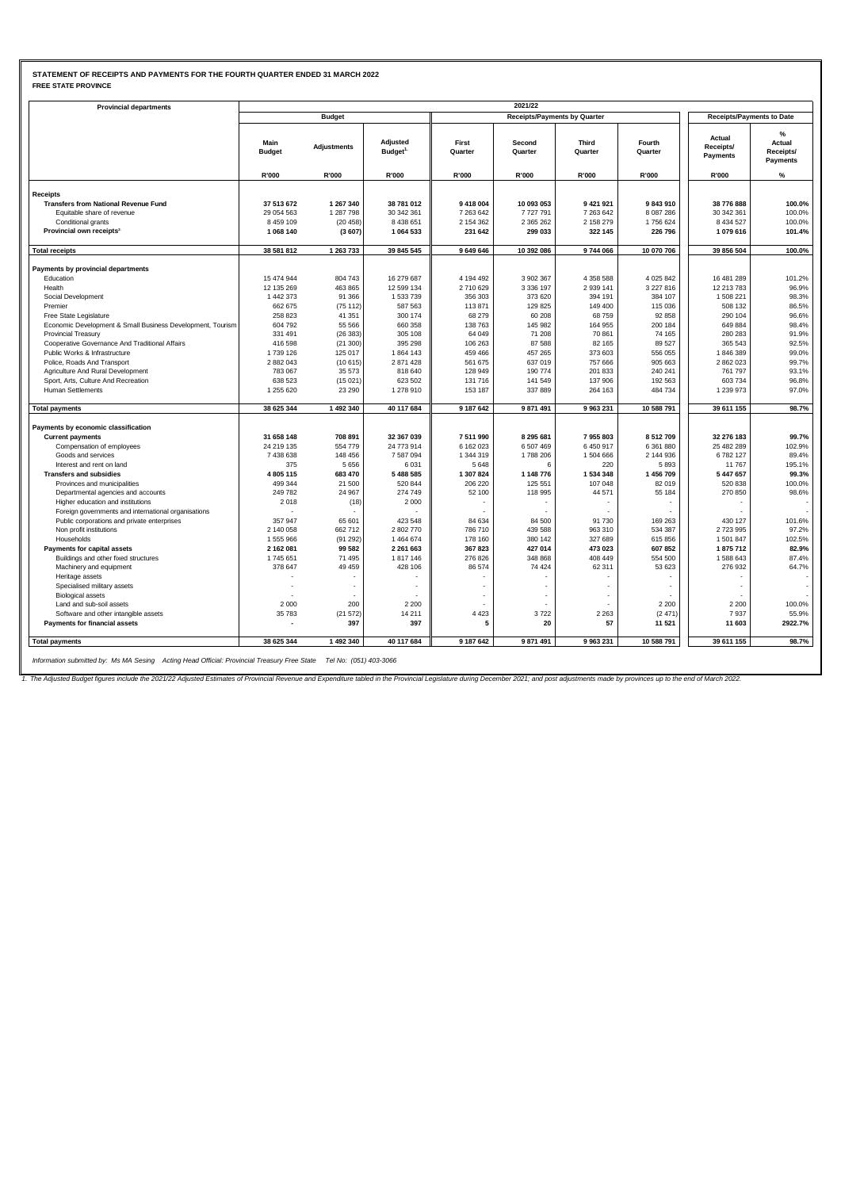**STATEMENT OF RECEIPTS AND PAYMENTS FOR THE FOURTH QUARTER ENDED 31 MARCH 2022**

**FREE STATE PROVINCE**

| Provincial departments | 2021/22 | | | | | | | | |
|---|---|---|---|---|---|---|---|---|---|
| | Budget | | | Receipts/Payments by Quarter | | | | Receipts/Payments to Date | |
| | Main Budget | Adjustments | Adjusted Budget[1] | First Quarter | Second Quarter | Third Quarter | Fourth Quarter | Actual Receipts/ Payments | % Actual Receipts/ Payments |
| | R'000 | R'000 | R'000 | R'000 | R'000 | R'000 | R'000 | R'000 | % |
| **Receipts** | | | | | | | | | |
| **Transfers from National Revenue Fund** | **37 513 672** | **1 267 340** | **38 781 012** | **9 418 004** | **10 093 053** | **9 421 921** | **9 843 910** | **38 776 888** | **100.0%** |
| Equitable share of revenue | 29 054 563 | 1 287 798 | 30 342 361 | 7 263 642 | 7 727 791 | 7 263 642 | 8 087 286 | 30 342 361 | 100.0% |
| Conditional grants | 8 459 109 | (20 458) | 8 438 651 | 2 154 362 | 2 365 262 | 2 158 279 | 1 756 624 | 8 434 527 | 100.0% |
| **Provincial own receipts[2]** | **1 068 140** | **(3 607)** | **1 064 533** | **231 642** | **299 033** | **322 145** | **226 796** | **1 079 616** | **101.4%** |
| **Total receipts** | **38 581 812** | **1 263 733** | **39 845 545** | **9 649 646** | **10 392 086** | **9 744 066** | **10 070 706** | **39 856 504** | **100.0%** |
| **Payments by provincial departments** | | | | | | | | | |
| Education | 15 474 944 | 804 743 | 16 279 687 | 4 194 492 | 3 902 367 | 4 358 588 | 4 025 842 | 16 481 289 | 101.2% |
| Health | 12 135 269 | 463 865 | 12 599 134 | 2 710 629 | 3 336 197 | 2 939 141 | 3 227 816 | 12 213 783 | 96.9% |
| Social Development | 1 442 373 | 91 366 | 1 533 739 | 356 303 | 373 620 | 394 191 | 384 107 | 1 508 221 | 98.3% |
| Premier | 662 675 | (75 112) | 587 563 | 113 871 | 129 825 | 149 400 | 115 036 | 508 132 | 86.5% |
| Free State Legislature | 258 823 | 41 351 | 300 174 | 68 279 | 60 208 | 68 759 | 92 858 | 290 104 | 96.6% |
| Economic Development & Small Business Development, Tourism | 604 792 | 55 566 | 660 358 | 138 763 | 145 982 | 164 955 | 200 184 | 649 884 | 98.4% |
| Provincial Treasury | 331 491 | (26 383) | 305 108 | 64 049 | 71 208 | 70 861 | 74 165 | 280 283 | 91.9% |
| Cooperative Governance And Traditional Affairs | 416 598 | (21 300) | 395 298 | 106 263 | 87 588 | 82 165 | 89 527 | 365 543 | 92.5% |
| Public Works & Infrastructure | 1 739 126 | 125 017 | 1 864 143 | 459 466 | 457 265 | 373 603 | 556 055 | 1 846 389 | 99.0% |
| Police, Roads And Transport | 2 882 043 | (10 615) | 2 871 428 | 561 675 | 637 019 | 757 666 | 905 663 | 2 862 023 | 99.7% |
| Agriculture And Rural Development | 783 067 | 35 573 | 818 640 | 128 949 | 190 774 | 201 833 | 240 241 | 761 797 | 93.1% |
| Sport, Arts, Culture And Recreation | 638 523 | (15 021) | 623 502 | 131 716 | 141 549 | 137 906 | 192 563 | 603 734 | 96.8% |
| Human Settlements | 1 255 620 | 23 290 | 1 278 910 | 153 187 | 337 889 | 264 163 | 484 734 | 1 239 973 | 97.0% |
| **Total payments** | **38 625 344** | **1 492 340** | **40 117 684** | **9 187 642** | **9 871 491** | **9 963 231** | **10 588 791** | **39 611 155** | **98.7%** |
| **Payments by economic classification** | | | | | | | | | |
| **Current payments** | **31 658 148** | **708 891** | **32 367 039** | **7 511 990** | **8 295 681** | **7 955 803** | **8 512 709** | **32 276 183** | **99.7%** |
| Compensation of employees | 24 219 135 | 554 779 | 24 773 914 | 6 162 023 | 6 507 469 | 6 450 917 | 6 361 880 | 25 482 289 | 102.9% |
| Goods and services | 7 438 638 | 148 456 | 7 587 094 | 1 344 319 | 1 788 206 | 1 504 666 | 2 144 936 | 6 782 127 | 89.4% |
| Interest and rent on land | 375 | 5 656 | 6 031 | 5 648 | 6 | 220 | 5 893 | 11 767 | 195.1% |
| **Transfers and subsidies** | **4 805 115** | **683 470** | **5 488 585** | **1 307 824** | **1 148 776** | **1 534 348** | **1 456 709** | **5 447 657** | **99.3%** |
| Provinces and municipalities | 499 344 | 21 500 | 520 844 | 206 220 | 125 551 | 107 048 | 82 019 | 520 838 | 100.0% |
| Departmental agencies and accounts | 249 782 | 24 967 | 274 749 | 52 100 | 118 995 | 44 571 | 55 184 | 270 850 | 98.6% |
| Higher education and institutions | 2 018 | (18) | 2 000 | - | - | - | - | - | - |
| Foreign governments and international organisations | - | - | - | - | - | - | - | - | - |
| Public corporations and private enterprises | 357 947 | 65 601 | 423 548 | 84 634 | 84 500 | 91 730 | 169 263 | 430 127 | 101.6% |
| Non profit institutions | 2 140 058 | 662 712 | 2 802 770 | 786 710 | 439 588 | 963 310 | 534 387 | 2 723 995 | 97.2% |
| Households | 1 555 966 | (91 292) | 1 464 674 | 178 160 | 380 142 | 327 689 | 615 856 | 1 501 847 | 102.5% |
| **Payments for capital assets** | **2 162 081** | **99 582** | **2 261 663** | **367 823** | **427 014** | **473 023** | **607 852** | **1 875 712** | **82.9%** |
| Buildings and other fixed structures | 1 745 651 | 71 495 | 1 817 146 | 276 826 | 348 868 | 408 449 | 554 500 | 1 588 643 | 87.4% |
| Machinery and equipment | 378 647 | 49 459 | 428 106 | 86 574 | 74 424 | 62 311 | 53 623 | 276 932 | 64.7% |
| Heritage assets | - | - | - | - | - | - | - | - | - |
| Specialised military assets | - | - | - | - | - | - | - | - | - |
| Biological assets | - | - | - | - | - | - | - | - | - |
| Land and sub-soil assets | 2 000 | 200 | 2 200 | - | - | - | 2 200 | 2 200 | 100.0% |
| Software and other intangible assets | 35 783 | (21 572) | 14 211 | 4 423 | 3 722 | 2 263 | (2 471) | 7 937 | 55.9% |
| **Payments for financial assets** | **-** | **397** | **397** | **5** | **20** | **57** | **11 521** | **11 603** | **2922.7%** |
| **Total payments** | **38 625 344** | **1 492 340** | **40 117 684** | **9 187 642** | **9 871 491** | **9 963 231** | **10 588 791** | **39 611 155** | **98.7%** |

*Information submitted by: Ms MA Sesing Acting Head Official: Provincial Treasury Free State Tel No: (051) 403-3066*

*1. The Adjusted Budget figures include the 2021/22 Adjusted Estimates of Provincial Revenue and Expenditure tabled in the Provincial Legislature during December 2021; and post adjustments made by provinces up to the end of March 2022.*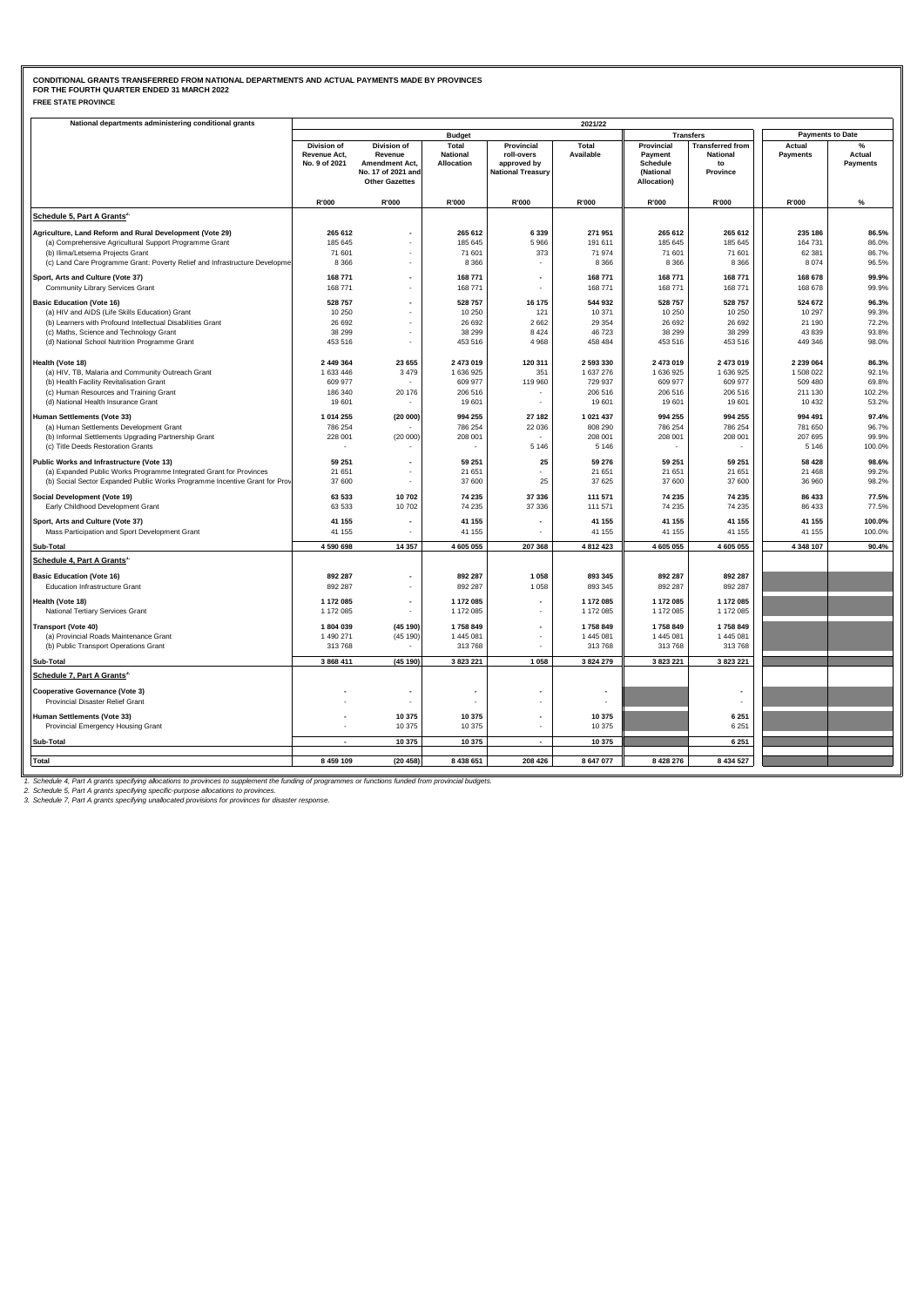**CONDITIONAL GRANTS TRANSFERRED FROM NATIONAL DEPARTMENTS AND ACTUAL PAYMENTS MADE BY PROVINCES**
**FOR THE FOURTH QUARTER ENDED 31 MARCH 2022**
**FREE STATE PROVINCE**

| National departments administering conditional grants | 2021/22 | | | | | | | | |
|---|---|---|---|---|---|---|---|---|---|
| | Budget | | | | | Transfers | | Payments to Date | |
| | Division of Revenue Act, No. 9 of 2021 | Division of Revenue Amendment Act, No. 17 of 2021 and Other Gazettes | Total National Allocation | Provincial roll-overs approved by National Treasury | Total Available | Provincial Payment Schedule (National Allocation) | Transferred from National to Province | Actual Payments | % Actual Payments |
| | R'000 | R'000 | R'000 | R'000 | R'000 | R'000 | R'000 | R'000 | % |
| **Schedule 5, Part A Grants[2]** | | | | | | | | | |
| **Agriculture, Land Reform and Rural Development (Vote 29)** | **265 612** | **-** | **265 612** | **6 339** | **271 951** | **265 612** | **265 612** | **235 186** | **86.5%** |
| (a) Comprehensive Agricultural Support Programme Grant | 185 645 | - | 185 645 | 5 966 | 191 611 | 185 645 | 185 645 | 164 731 | 86.0% |
| (b) Ilima/Letsema Projects Grant | 71 601 | - | 71 601 | 373 | 71 974 | 71 601 | 71 601 | 62 381 | 86.7% |
| (c) Land Care Programme Grant: Poverty Relief and Infrastructure Developme | 8 366 | - | 8 366 | - | 8 366 | 8 366 | 8 366 | 8 074 | 96.5% |
| **Sport, Arts and Culture (Vote 37)** | **168 771** | **-** | **168 771** | **-** | **168 771** | **168 771** | **168 771** | **168 678** | **99.9%** |
| Community Library Services Grant | 168 771 | - | 168 771 | - | 168 771 | 168 771 | 168 771 | 168 678 | 99.9% |
| **Basic Education (Vote 16)** | **528 757** | **-** | **528 757** | **16 175** | **544 932** | **528 757** | **528 757** | **524 672** | **96.3%** |
| (a) HIV and AIDS (Life Skills Education) Grant | 10 250 | - | 10 250 | 121 | 10 371 | 10 250 | 10 250 | 10 297 | 99.3% |
| (b) Learners with Profound Intellectual Disabilities Grant | 26 692 | - | 26 692 | 2 662 | 29 354 | 26 692 | 26 692 | 21 190 | 72.2% |
| (c) Maths, Science and Technology Grant | 38 299 | - | 38 299 | 8 424 | 46 723 | 38 299 | 38 299 | 43 839 | 93.8% |
| (d) National School Nutrition Programme Grant | 453 516 | - | 453 516 | 4 968 | 458 484 | 453 516 | 453 516 | 449 346 | 98.0% |
| **Health (Vote 18)** | **2 449 364** | **23 655** | **2 473 019** | **120 311** | **2 593 330** | **2 473 019** | **2 473 019** | **2 239 064** | **86.3%** |
| (a) HIV, TB, Malaria and Community Outreach Grant | 1 633 446 | 3 479 | 1 636 925 | 351 | 1 637 276 | 1 636 925 | 1 636 925 | 1 508 022 | 92.1% |
| (b) Health Facility Revitalisation Grant | 609 977 | - | 609 977 | 119 960 | 729 937 | 609 977 | 609 977 | 509 480 | 69.8% |
| (c) Human Resources and Training Grant | 186 340 | 20 176 | 206 516 | - | 206 516 | 206 516 | 206 516 | 211 130 | 102.2% |
| (d) National Health Insurance Grant | 19 601 | - | 19 601 | - | 19 601 | 19 601 | 19 601 | 10 432 | 53.2% |
| **Human Settlements (Vote 33)** | **1 014 255** | **(20 000)** | **994 255** | **27 182** | **1 021 437** | **994 255** | **994 255** | **994 491** | **97.4%** |
| (a) Human Settlements Development Grant | 786 254 | - | 786 254 | 22 036 | 808 290 | 786 254 | 786 254 | 781 650 | 96.7% |
| (b) Informal Settlements Upgrading Partnership Grant | 228 001 | (20 000) | 208 001 | - | 208 001 | 208 001 | 208 001 | 207 695 | 99.9% |
| (c) Title Deeds Restoration Grants | - | - | - | 5 146 | 5 146 | - | - | 5 146 | 100.0% |
| **Public Works and Infrastructure (Vote 13)** | **59 251** | **-** | **59 251** | **25** | **59 276** | **59 251** | **59 251** | **58 428** | **98.6%** |
| (a) Expanded Public Works Programme Integrated Grant for Provinces | 21 651 | - | 21 651 | - | 21 651 | 21 651 | 21 651 | 21 468 | 99.2% |
| (b) Social Sector Expanded Public Works Programme Incentive Grant for Prov | 37 600 | - | 37 600 | 25 | 37 625 | 37 600 | 37 600 | 36 960 | 98.2% |
| **Social Development (Vote 19)** | **63 533** | **10 702** | **74 235** | **37 336** | **111 571** | **74 235** | **74 235** | **86 433** | **77.5%** |
| Early Childhood Development Grant | 63 533 | 10 702 | 74 235 | 37 336 | 111 571 | 74 235 | 74 235 | 86 433 | 77.5% |
| **Sport, Arts and Culture (Vote 37)** | **41 155** | **-** | **41 155** | **-** | **41 155** | **41 155** | **41 155** | **41 155** | **100.0%** |
| Mass Participation and Sport Development Grant | 41 155 | - | 41 155 | - | 41 155 | 41 155 | 41 155 | 41 155 | 100.0% |
| **Sub-Total** | **4 590 698** | **14 357** | **4 605 055** | **207 368** | **4 812 423** | **4 605 055** | **4 605 055** | **4 348 107** | **90.4%** |
| **Schedule 4, Part A Grants[1]** | | | | | | | | | |
| **Basic Education (Vote 16)** | **892 287** | **-** | **892 287** | **1 058** | **893 345** | **892 287** | **892 287** | | |
| Education Infrastructure Grant | 892 287 | - | 892 287 | 1 058 | 893 345 | 892 287 | 892 287 | | |
| **Health (Vote 18)** | **1 172 085** | **-** | **1 172 085** | **-** | **1 172 085** | **1 172 085** | **1 172 085** | | |
| National Tertiary Services Grant | 1 172 085 | - | 1 172 085 | - | 1 172 085 | 1 172 085 | 1 172 085 | | |
| **Transport (Vote 40)** | **1 804 039** | **(45 190)** | **1 758 849** | **-** | **1 758 849** | **1 758 849** | **1 758 849** | | |
| (a) Provincial Roads Maintenance Grant | 1 490 271 | (45 190) | 1 445 081 | - | 1 445 081 | 1 445 081 | 1 445 081 | | |
| (b) Public Transport Operations Grant | 313 768 | - | 313 768 | - | 313 768 | 313 768 | 313 768 | | |
| **Sub-Total** | **3 868 411** | **(45 190)** | **3 823 221** | **1 058** | **3 824 279** | **3 823 221** | **3 823 221** | | |
| **Schedule 7, Part A Grants[3]** | | | | | | | | | |
| **Cooperative Governance (Vote 3)** | **-** | **-** | **-** | **-** | **-** | | **-** | | |
| Provincial Disaster Relief Grant | - | - | - | - | - | | - | | |
| **Human Settlements (Vote 33)** | **-** | **10 375** | **10 375** | **-** | **10 375** | | **6 251** | | |
| Provincial Emergency Housing Grant | - | 10 375 | 10 375 | - | 10 375 | | 6 251 | | |
| **Sub-Total** | **-** | **10 375** | **10 375** | **-** | **10 375** | | **6 251** | | |
| **Total** | **8 459 109** | **(20 458)** | **8 438 651** | **208 426** | **8 647 077** | **8 428 276** | **8 434 527** | | |

*1. Schedule 4, Part A grants specifying allocations to provinces to supplement the funding of programmes or functions funded from provincial budgets.*
*2. Schedule 5, Part A grants specifying specific-purpose allocations to provinces.*
*3. Schedule 7, Part A grants specifying unallocated provisions for provinces for disaster response.*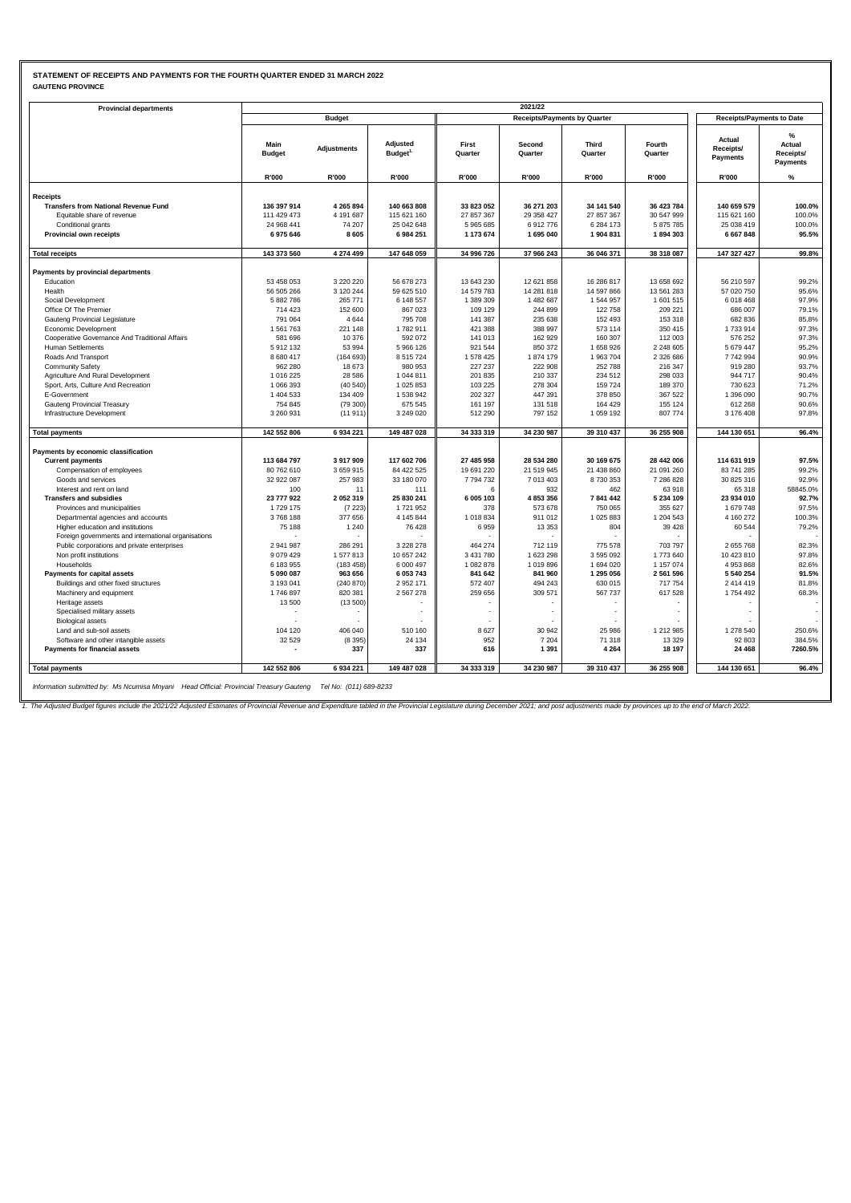**STATEMENT OF RECEIPTS AND PAYMENTS FOR THE FOURTH QUARTER ENDED 31 MARCH 2022**
**GAUTENG PROVINCE**

| Provincial departments | 2021/22 | | | | | | | | |
|---|---|---|---|---|---|---|---|---|---|
| | Budget | | | Receipts/Payments by Quarter | | | | Receipts/Payments to Date | |
| | Main Budget | Adjustments | Adjusted Budget[1] | First Quarter | Second Quarter | Third Quarter | Fourth Quarter | Actual Receipts/ Payments | % Actual Receipts/ Payments |
| | R'000 | R'000 | R'000 | R'000 | R'000 | R'000 | R'000 | R'000 | % |
| **Receipts** | | | | | | | | | |
| **Transfers from National Revenue Fund** | **136 397 914** | **4 265 894** | **140 663 808** | **33 823 052** | **36 271 203** | **34 141 540** | **36 423 784** | **140 659 579** | **100.0%** |
| Equitable share of revenue | 111 429 473 | 4 191 687 | 115 621 160 | 27 857 367 | 29 358 427 | 27 857 367 | 30 547 999 | 115 621 160 | 100.0% |
| Conditional grants | 24 968 441 | 74 207 | 25 042 648 | 5 965 685 | 6 912 776 | 6 284 173 | 5 875 785 | 25 038 419 | 100.0% |
| **Provincial own receipts** | **6 975 646** | **8 605** | **6 984 251** | **1 173 674** | **1 695 040** | **1 904 831** | **1 894 303** | **6 667 848** | **95.5%** |
| **Total receipts** | **143 373 560** | **4 274 499** | **147 648 059** | **34 996 726** | **37 966 243** | **36 046 371** | **38 318 087** | **147 327 427** | **99.8%** |
| **Payments by provincial departments** | | | | | | | | | |
| Education | 53 458 053 | 3 220 220 | 56 678 273 | 13 643 230 | 12 621 858 | 16 286 817 | 13 658 692 | 56 210 597 | 99.2% |
| Health | 56 505 266 | 3 120 244 | 59 625 510 | 14 579 783 | 14 281 818 | 14 597 866 | 13 561 283 | 57 020 750 | 95.6% |
| Social Development | 5 882 786 | 265 771 | 6 148 557 | 1 389 309 | 1 482 687 | 1 544 957 | 1 601 515 | 6 018 468 | 97.9% |
| Office Of The Premier | 714 423 | 152 600 | 867 023 | 109 129 | 244 899 | 122 758 | 209 221 | 686 007 | 79.1% |
| Gauteng Provincial Legislature | 791 064 | 4 644 | 795 708 | 141 387 | 235 638 | 152 493 | 153 318 | 682 836 | 85.8% |
| Economic Development | 1 561 763 | 221 148 | 1 782 911 | 421 388 | 388 997 | 573 114 | 350 415 | 1 733 914 | 97.3% |
| Cooperative Governance And Traditional Affairs | 581 696 | 10 376 | 592 072 | 141 013 | 162 929 | 160 307 | 112 003 | 576 252 | 97.3% |
| Human Settlements | 5 912 132 | 53 994 | 5 966 126 | 921 544 | 850 372 | 1 658 926 | 2 248 605 | 5 679 447 | 95.2% |
| Roads And Transport | 8 680 417 | (164 693) | 8 515 724 | 1 578 425 | 1 874 179 | 1 963 704 | 2 326 686 | 7 742 994 | 90.9% |
| Community Safety | 962 280 | 18 673 | 980 953 | 227 237 | 222 908 | 252 788 | 216 347 | 919 280 | 93.7% |
| Agriculture And Rural Development | 1 016 225 | 28 586 | 1 044 811 | 201 835 | 210 337 | 234 512 | 298 033 | 944 717 | 90.4% |
| Sport, Arts, Culture And Recreation | 1 066 393 | (40 540) | 1 025 853 | 103 225 | 278 304 | 159 724 | 189 370 | 730 623 | 71.2% |
| E-Government | 1 404 533 | 134 409 | 1 538 942 | 202 327 | 447 391 | 378 850 | 367 522 | 1 396 090 | 90.7% |
| Gauteng Provincial Treasury | 754 845 | (79 300) | 675 545 | 161 197 | 131 518 | 164 429 | 155 124 | 612 268 | 90.6% |
| Infrastructure Development | 3 260 931 | (11 911) | 3 249 020 | 512 290 | 797 152 | 1 059 192 | 807 774 | 3 176 408 | 97.8% |
| **Total payments** | **142 552 806** | **6 934 221** | **149 487 028** | **34 333 319** | **34 230 987** | **39 310 437** | **36 255 908** | **144 130 651** | **96.4%** |
| **Payments by economic classification** | | | | | | | | | |
| **Current payments** | **113 684 797** | **3 917 909** | **117 602 706** | **27 485 958** | **28 534 280** | **30 169 675** | **28 442 006** | **114 631 919** | **97.5%** |
| Compensation of employees | 80 762 610 | 3 659 915 | 84 422 525 | 19 691 220 | 21 519 945 | 21 438 860 | 21 091 260 | 83 741 285 | 99.2% |
| Goods and services | 32 922 087 | 257 983 | 33 180 070 | 7 794 732 | 7 013 403 | 8 730 353 | 7 286 828 | 30 825 316 | 92.9% |
| Interest and rent on land | 100 | 11 | 111 | 6 | 932 | 462 | 63 918 | 65 318 | 58845.0% |
| **Transfers and subsidies** | **23 777 922** | **2 052 319** | **25 830 241** | **6 005 103** | **4 853 356** | **7 841 442** | **5 234 109** | **23 934 010** | **92.7%** |
| Provinces and municipalities | 1 729 175 | (7 223) | 1 721 952 | 378 | 573 678 | 750 065 | 355 627 | 1 679 748 | 97.5% |
| Departmental agencies and accounts | 3 768 188 | 377 656 | 4 145 844 | 1 018 834 | 911 012 | 1 025 883 | 1 204 543 | 4 160 272 | 100.3% |
| Higher education and institutions | 75 188 | 1 240 | 76 428 | 6 959 | 13 353 | 804 | 39 428 | 60 544 | 79.2% |
| Foreign governments and international organisations | - | - | - | - | - | - | - | - | - |
| Public corporations and private enterprises | 2 941 987 | 286 291 | 3 228 278 | 464 274 | 712 119 | 775 578 | 703 797 | 2 655 768 | 82.3% |
| Non profit institutions | 9 079 429 | 1 577 813 | 10 657 242 | 3 431 780 | 1 623 298 | 3 595 092 | 1 773 640 | 10 423 810 | 97.8% |
| Households | 6 183 955 | (183 458) | 6 000 497 | 1 082 878 | 1 019 896 | 1 694 020 | 1 157 074 | 4 953 868 | 82.6% |
| **Payments for capital assets** | **5 090 087** | **963 656** | **6 053 743** | **841 642** | **841 960** | **1 295 056** | **2 561 596** | **5 540 254** | **91.5%** |
| Buildings and other fixed structures | 3 193 041 | (240 870) | 2 952 171 | 572 407 | 494 243 | 630 015 | 717 754 | 2 414 419 | 81.8% |
| Machinery and equipment | 1 746 897 | 820 381 | 2 567 278 | 259 656 | 309 571 | 567 737 | 617 528 | 1 754 492 | 68.3% |
| Heritage assets | 13 500 | (13 500) | - | - | - | - | - | - | - |
| Specialised military assets | - | - | - | - | - | - | - | - | - |
| Biological assets | - | - | - | - | - | - | - | - | - |
| Land and sub-soil assets | 104 120 | 406 040 | 510 160 | 8 627 | 30 942 | 25 986 | 1 212 985 | 1 278 540 | 250.6% |
| Software and other intangible assets | 32 529 | (8 395) | 24 134 | 952 | 7 204 | 71 318 | 13 329 | 92 803 | 384.5% |
| **Payments for financial assets** | **-** | **337** | **337** | **616** | **1 391** | **4 264** | **18 197** | **24 468** | **7260.5%** |
| **Total payments** | **142 552 806** | **6 934 221** | **149 487 028** | **34 333 319** | **34 230 987** | **39 310 437** | **36 255 908** | **144 130 651** | **96.4%** |

*Information submitted by: Ms Ncumisa Mnyani Head Official: Provincial Treasury Gauteng Tel No: (011) 689-8233*

*1. The Adjusted Budget figures include the 2021/22 Adjusted Estimates of Provincial Revenue and Expenditure tabled in the Provincial Legislature during December 2021; and post adjustments made by provinces up to the end of March 2022.*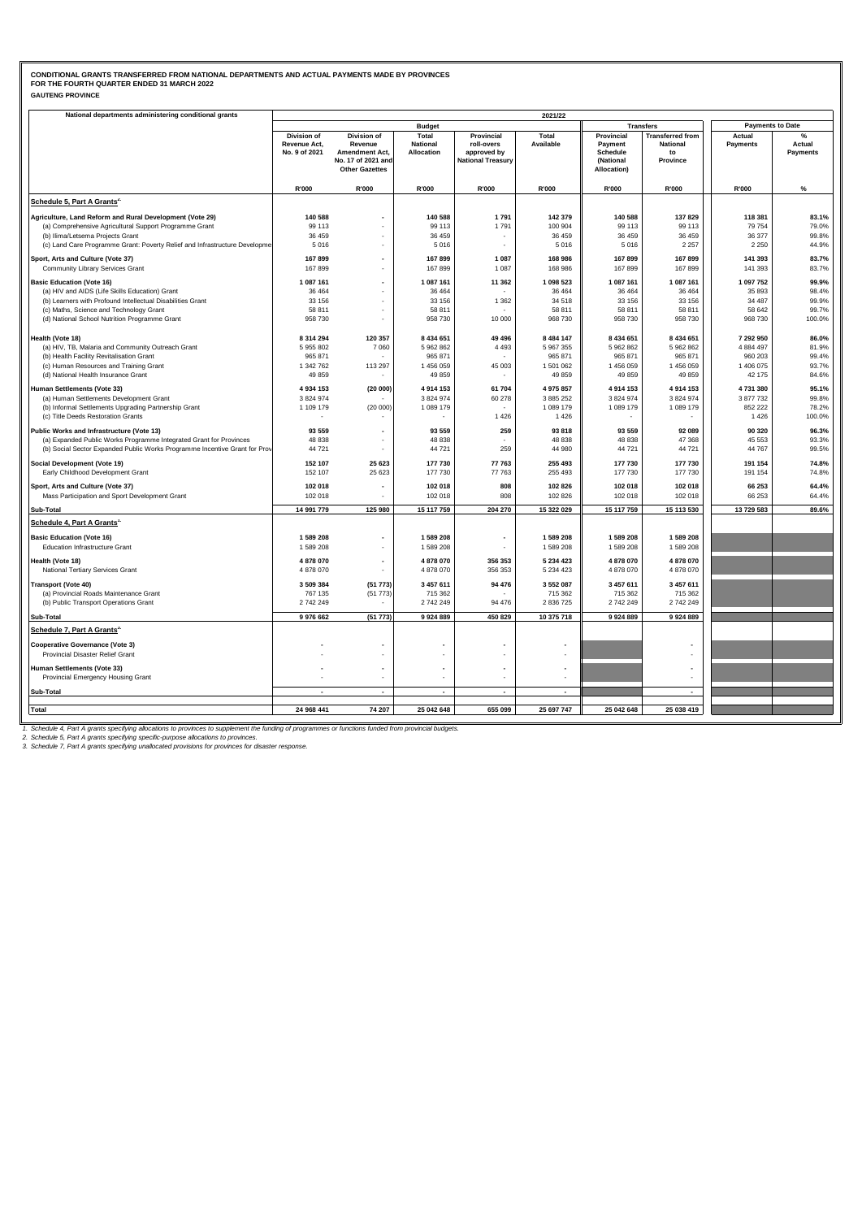**CONDITIONAL GRANTS TRANSFERRED FROM NATIONAL DEPARTMENTS AND ACTUAL PAYMENTS MADE BY PROVINCES**
**FOR THE FOURTH QUARTER ENDED 31 MARCH 2022**
**GAUTENG PROVINCE**

| National departments administering conditional grants | 2021/22 | | | | | | | | |
|---|---|---|---|---|---|---|---|---|---|
| | Budget | | | | | Transfers | | Payments to Date | |
| | Division of Revenue Act, No. 9 of 2021 | Division of Revenue Amendment Act, No. 17 of 2021 and Other Gazettes | Total National Allocation | Provincial roll-overs approved by National Treasury | Total Available | Provincial Payment Schedule (National Allocation) | Transferred from National to Province | Actual Payments | % Actual Payments |
| | R'000 | R'000 | R'000 | R'000 | R'000 | R'000 | R'000 | R'000 | % |
| **Schedule 5, Part A Grants[2]** | | | | | | | | | |
| **Agriculture, Land Reform and Rural Development (Vote 29)** | **140 588** | **-** | **140 588** | **1 791** | **142 379** | **140 588** | **137 829** | **118 381** | **83.1%** |
| (a) Comprehensive Agricultural Support Programme Grant | 99 113 | - | 99 113 | 1 791 | 100 904 | 99 113 | 99 113 | 79 754 | 79.0% |
| (b) Ilima/Letsema Projects Grant | 36 459 | - | 36 459 | - | 36 459 | 36 459 | 36 459 | 36 377 | 99.8% |
| (c) Land Care Programme Grant: Poverty Relief and Infrastructure Developme | 5 016 | - | 5 016 | - | 5 016 | 5 016 | 2 257 | 2 250 | 44.9% |
| **Sport, Arts and Culture (Vote 37)** | **167 899** | **-** | **167 899** | **1 087** | **168 986** | **167 899** | **167 899** | **141 393** | **83.7%** |
| Community Library Services Grant | 167 899 | - | 167 899 | 1 087 | 168 986 | 167 899 | 167 899 | 141 393 | 83.7% |
| **Basic Education (Vote 16)** | **1 087 161** | **-** | **1 087 161** | **11 362** | **1 098 523** | **1 087 161** | **1 087 161** | **1 097 752** | **99.9%** |
| (a) HIV and AIDS (Life Skills Education) Grant | 36 464 | - | 36 464 | - | 36 464 | 36 464 | 36 464 | 35 893 | 98.4% |
| (b) Learners with Profound Intellectual Disabilities Grant | 33 156 | - | 33 156 | 1 362 | 34 518 | 33 156 | 33 156 | 34 487 | 99.9% |
| (c) Maths, Science and Technology Grant | 58 811 | - | 58 811 | - | 58 811 | 58 811 | 58 811 | 58 642 | 99.7% |
| (d) National School Nutrition Programme Grant | 958 730 | - | 958 730 | 10 000 | 968 730 | 958 730 | 958 730 | 968 730 | 100.0% |
| **Health (Vote 18)** | **8 314 294** | **120 357** | **8 434 651** | **49 496** | **8 484 147** | **8 434 651** | **8 434 651** | **7 292 950** | **86.0%** |
| (a) HIV, TB, Malaria and Community Outreach Grant | 5 955 802 | 7 060 | 5 962 862 | 4 493 | 5 967 355 | 5 962 862 | 5 962 862 | 4 884 497 | 81.9% |
| (b) Health Facility Revitalisation Grant | 965 871 | - | 965 871 | - | 965 871 | 965 871 | 965 871 | 960 203 | 99.4% |
| (c) Human Resources and Training Grant | 1 342 762 | 113 297 | 1 456 059 | 45 003 | 1 501 062 | 1 456 059 | 1 456 059 | 1 406 075 | 93.7% |
| (d) National Health Insurance Grant | 49 859 | - | 49 859 | - | 49 859 | 49 859 | 49 859 | 42 175 | 84.6% |
| **Human Settlements (Vote 33)** | **4 934 153** | **(20 000)** | **4 914 153** | **61 704** | **4 975 857** | **4 914 153** | **4 914 153** | **4 731 380** | **95.1%** |
| (a) Human Settlements Development Grant | 3 824 974 | - | 3 824 974 | 60 278 | 3 885 252 | 3 824 974 | 3 824 974 | 3 877 732 | 99.8% |
| (b) Informal Settlements Upgrading Partnership Grant | 1 109 179 | (20 000) | 1 089 179 | - | 1 089 179 | 1 089 179 | 1 089 179 | 852 222 | 78.2% |
| (c) Title Deeds Restoration Grants | - | - | - | 1 426 | 1 426 | - | - | 1 426 | 100.0% |
| **Public Works and Infrastructure (Vote 13)** | **93 559** | **-** | **93 559** | **259** | **93 818** | **93 559** | **92 089** | **90 320** | **96.3%** |
| (a) Expanded Public Works Programme Integrated Grant for Provinces | 48 838 | - | 48 838 | - | 48 838 | 48 838 | 47 368 | 45 553 | 93.3% |
| (b) Social Sector Expanded Public Works Programme Incentive Grant for Prov | 44 721 | - | 44 721 | 259 | 44 980 | 44 721 | 44 721 | 44 767 | 99.5% |
| **Social Development (Vote 19)** | **152 107** | **25 623** | **177 730** | **77 763** | **255 493** | **177 730** | **177 730** | **191 154** | **74.8%** |
| Early Childhood Development Grant | 152 107 | 25 623 | 177 730 | 77 763 | 255 493 | 177 730 | 177 730 | 191 154 | 74.8% |
| **Sport, Arts and Culture (Vote 37)** | **102 018** | **-** | **102 018** | **808** | **102 826** | **102 018** | **102 018** | **66 253** | **64.4%** |
| Mass Participation and Sport Development Grant | 102 018 | - | 102 018 | 808 | 102 826 | 102 018 | 102 018 | 66 253 | 64.4% |
| **Sub-Total** | **14 991 779** | **125 980** | **15 117 759** | **204 270** | **15 322 029** | **15 117 759** | **15 113 530** | **13 729 583** | **89.6%** |
| **Schedule 4, Part A Grants[1]** | | | | | | | | | |
| **Basic Education (Vote 16)** | **1 589 208** | **-** | **1 589 208** | **-** | **1 589 208** | **1 589 208** | **1 589 208** | | |
| Education Infrastructure Grant | 1 589 208 | - | 1 589 208 | - | 1 589 208 | 1 589 208 | 1 589 208 | | |
| **Health (Vote 18)** | **4 878 070** | **-** | **4 878 070** | **356 353** | **5 234 423** | **4 878 070** | **4 878 070** | | |
| National Tertiary Services Grant | 4 878 070 | - | 4 878 070 | 356 353 | 5 234 423 | 4 878 070 | 4 878 070 | | |
| **Transport (Vote 40)** | **3 509 384** | **(51 773)** | **3 457 611** | **94 476** | **3 552 087** | **3 457 611** | **3 457 611** | | |
| (a) Provincial Roads Maintenance Grant | 767 135 | (51 773) | 715 362 | - | 715 362 | 715 362 | 715 362 | | |
| (b) Public Transport Operations Grant | 2 742 249 | - | 2 742 249 | 94 476 | 2 836 725 | 2 742 249 | 2 742 249 | | |
| **Sub-Total** | **9 976 662** | **(51 773)** | **9 924 889** | **450 829** | **10 375 718** | **9 924 889** | **9 924 889** | | |
| **Schedule 7, Part A Grants[3]** | | | | | | | | | |
| **Cooperative Governance (Vote 3)** | **-** | **-** | **-** | **-** | **-** | | **-** | | |
| Provincial Disaster Relief Grant | - | - | - | - | - | | - | | |
| **Human Settlements (Vote 33)** | **-** | **-** | **-** | **-** | **-** | | **-** | | |
| Provincial Emergency Housing Grant | - | - | - | - | - | | - | | |
| **Sub-Total** | **-** | **-** | **-** | **-** | **-** | | **-** | | |
| **Total** | **24 968 441** | **74 207** | **25 042 648** | **655 099** | **25 697 747** | **25 042 648** | **25 038 419** | | |

*1. Schedule 4, Part A grants specifying allocations to provinces to supplement the funding of programmes or functions funded from provincial budgets.*
*2. Schedule 5, Part A grants specifying specific-purpose allocations to provinces.*
*3. Schedule 7, Part A grants specifying unallocated provisions for provinces for disaster response.*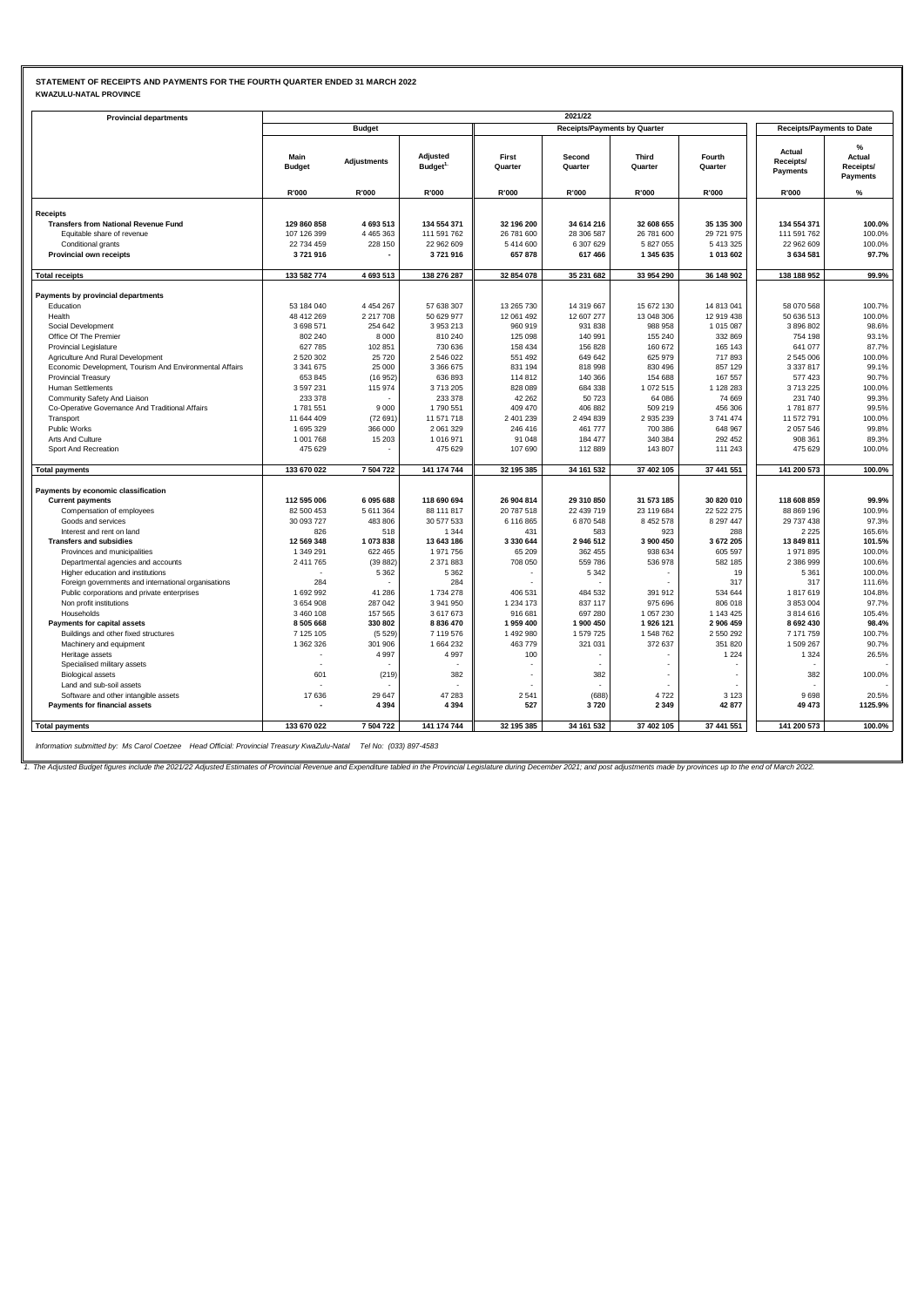**STATEMENT OF RECEIPTS AND PAYMENTS FOR THE FOURTH QUARTER ENDED 31 MARCH 2022**

**KWAZULU-NATAL PROVINCE**

| Provincial departments | 2021/22 | | | | | | | | |
|---|---|---|---|---|---|---|---|---|---|
| | Budget | | | Receipts/Payments by Quarter | | | | Receipts/Payments to Date | |
| | Main Budget | Adjustments | Adjusted Budget[1] | First Quarter | Second Quarter | Third Quarter | Fourth Quarter | Actual Receipts/ Payments | % Actual Receipts/ Payments |
| | R'000 | R'000 | R'000 | R'000 | R'000 | R'000 | R'000 | R'000 | % |
| **Receipts** | | | | | | | | | |
| **Transfers from National Revenue Fund** | **129 860 858** | **4 693 513** | **134 554 371** | **32 196 200** | **34 614 216** | **32 608 655** | **35 135 300** | **134 554 371** | **100.0%** |
| Equitable share of revenue | 107 126 399 | 4 465 363 | 111 591 762 | 26 781 600 | 28 306 587 | 26 781 600 | 29 721 975 | 111 591 762 | 100.0% |
| Conditional grants | 22 734 459 | 228 150 | 22 962 609 | 5 414 600 | 6 307 629 | 5 827 055 | 5 413 325 | 22 962 609 | 100.0% |
| **Provincial own receipts** | **3 721 916** | **-** | **3 721 916** | **657 878** | **617 466** | **1 345 635** | **1 013 602** | **3 634 581** | **97.7%** |
| **Total receipts** | **133 582 774** | **4 693 513** | **138 276 287** | **32 854 078** | **35 231 682** | **33 954 290** | **36 148 902** | **138 188 952** | **99.9%** |
| **Payments by provincial departments** | | | | | | | | | |
| Education | 53 184 040 | 4 454 267 | 57 638 307 | 13 265 730 | 14 319 667 | 15 672 130 | 14 813 041 | 58 070 568 | 100.7% |
| Health | 48 412 269 | 2 217 708 | 50 629 977 | 12 061 492 | 12 607 277 | 13 048 306 | 12 919 438 | 50 636 513 | 100.0% |
| Social Development | 3 698 571 | 254 642 | 3 953 213 | 960 919 | 931 838 | 988 958 | 1 015 087 | 3 896 802 | 98.6% |
| Office Of The Premier | 802 240 | 8 000 | 810 240 | 125 098 | 140 991 | 155 240 | 332 869 | 754 198 | 93.1% |
| Provincial Legislature | 627 785 | 102 851 | 730 636 | 158 434 | 156 828 | 160 672 | 165 143 | 641 077 | 87.7% |
| Agriculture And Rural Development | 2 520 302 | 25 720 | 2 546 022 | 551 492 | 649 642 | 625 979 | 717 893 | 2 545 006 | 100.0% |
| Economic Development, Tourism And Environmental Affairs | 3 341 675 | 25 000 | 3 366 675 | 831 194 | 818 998 | 830 496 | 857 129 | 3 337 817 | 99.1% |
| Provincial Treasury | 653 845 | (16 952) | 636 893 | 114 812 | 140 366 | 154 688 | 167 557 | 577 423 | 90.7% |
| Human Settlements | 3 597 231 | 115 974 | 3 713 205 | 828 089 | 684 338 | 1 072 515 | 1 128 283 | 3 713 225 | 100.0% |
| Community Safety And Liaison | 233 378 | - | 233 378 | 42 262 | 50 723 | 64 086 | 74 669 | 231 740 | 99.3% |
| Co-Operative Governance And Traditional Affairs | 1 781 551 | 9 000 | 1 790 551 | 409 470 | 406 882 | 509 219 | 456 306 | 1 781 877 | 99.5% |
| Transport | 11 644 409 | (72 691) | 11 571 718 | 2 401 239 | 2 494 839 | 2 935 239 | 3 741 474 | 11 572 791 | 100.0% |
| Public Works | 1 695 329 | 366 000 | 2 061 329 | 246 416 | 461 777 | 700 386 | 648 967 | 2 057 546 | 99.8% |
| Arts And Culture | 1 001 768 | 15 203 | 1 016 971 | 91 048 | 184 477 | 340 384 | 292 452 | 908 361 | 89.3% |
| Sport And Recreation | 475 629 | - | 475 629 | 107 690 | 112 889 | 143 807 | 111 243 | 475 629 | 100.0% |
| **Total payments** | **133 670 022** | **7 504 722** | **141 174 744** | **32 195 385** | **34 161 532** | **37 402 105** | **37 441 551** | **141 200 573** | **100.0%** |
| **Payments by economic classification** | | | | | | | | | |
| **Current payments** | **112 595 006** | **6 095 688** | **118 690 694** | **26 904 814** | **29 310 850** | **31 573 185** | **30 820 010** | **118 608 859** | **99.9%** |
| Compensation of employees | 82 500 453 | 5 611 364 | 88 111 817 | 20 787 518 | 22 439 719 | 23 119 684 | 22 522 275 | 88 869 196 | 100.9% |
| Goods and services | 30 093 727 | 483 806 | 30 577 533 | 6 116 865 | 6 870 548 | 8 452 578 | 8 297 447 | 29 737 438 | 97.3% |
| Interest and rent on land | 826 | 518 | 1 344 | 431 | 583 | 923 | 288 | 2 225 | 165.6% |
| **Transfers and subsidies** | **12 569 348** | **1 073 838** | **13 643 186** | **3 330 644** | **2 946 512** | **3 900 450** | **3 672 205** | **13 849 811** | **101.5%** |
| Provinces and municipalities | 1 349 291 | 622 465 | 1 971 756 | 65 209 | 362 455 | 938 634 | 605 597 | 1 971 895 | 100.0% |
| Departmental agencies and accounts | 2 411 765 | (39 882) | 2 371 883 | 708 050 | 559 786 | 536 978 | 582 185 | 2 386 999 | 100.6% |
| Higher education and institutions | - | 5 362 | 5 362 | - | 5 342 | - | 19 | 5 361 | 100.0% |
| Foreign governments and international organisations | 284 | - | 284 | - | - | - | 317 | 317 | 111.6% |
| Public corporations and private enterprises | 1 692 992 | 41 286 | 1 734 278 | 406 531 | 484 532 | 391 912 | 534 644 | 1 817 619 | 104.8% |
| Non profit institutions | 3 654 908 | 287 042 | 3 941 950 | 1 234 173 | 837 117 | 975 696 | 806 018 | 3 853 004 | 97.7% |
| Households | 3 460 108 | 157 565 | 3 617 673 | 916 681 | 697 280 | 1 057 230 | 1 143 425 | 3 814 616 | 105.4% |
| **Payments for capital assets** | **8 505 668** | **330 802** | **8 836 470** | **1 959 400** | **1 900 450** | **1 926 121** | **2 906 459** | **8 692 430** | **98.4%** |
| Buildings and other fixed structures | 7 125 105 | (5 529) | 7 119 576 | 1 492 980 | 1 579 725 | 1 548 762 | 2 550 292 | 7 171 759 | 100.7% |
| Machinery and equipment | 1 362 326 | 301 906 | 1 664 232 | 463 779 | 321 031 | 372 637 | 351 820 | 1 509 267 | 90.7% |
| Heritage assets | - | 4 997 | 4 997 | 100 | - | - | 1 224 | 1 324 | 26.5% |
| Specialised military assets | - | - | - | - | - | - | - | - | - |
| Biological assets | 601 | (219) | 382 | - | 382 | - | - | 382 | 100.0% |
| Land and sub-soil assets | - | - | - | - | - | - | - | - | - |
| Software and other intangible assets | 17 636 | 29 647 | 47 283 | 2 541 | (688) | 4 722 | 3 123 | 9 698 | 20.5% |
| **Payments for financial assets** | **-** | **4 394** | **4 394** | **527** | **3 720** | **2 349** | **42 877** | **49 473** | **1125.9%** |
| **Total payments** | **133 670 022** | **7 504 722** | **141 174 744** | **32 195 385** | **34 161 532** | **37 402 105** | **37 441 551** | **141 200 573** | **100.0%** |

*Information submitted by: Ms Carol Coetzee Head Official: Provincial Treasury KwaZulu-Natal Tel No: (033) 897-4583*

*1. The Adjusted Budget figures include the 2021/22 Adjusted Estimates of Provincial Revenue and Expenditure tabled in the Provincial Legislature during December 2021; and post adjustments made by provinces up to the end of March 2022.*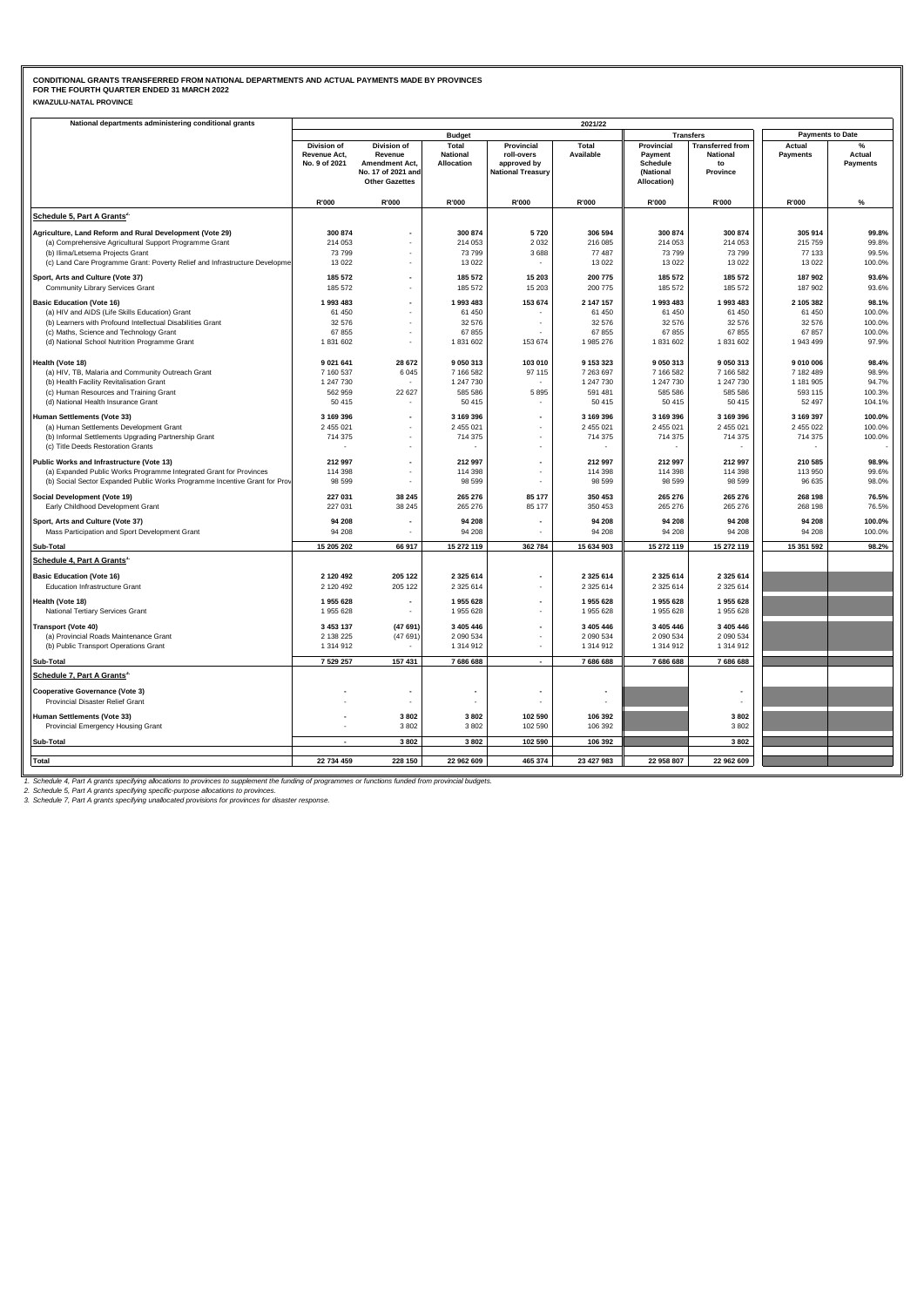**CONDITIONAL GRANTS TRANSFERRED FROM NATIONAL DEPARTMENTS AND ACTUAL PAYMENTS MADE BY PROVINCES**
**FOR THE FOURTH QUARTER ENDED 31 MARCH 2022**
**KWAZULU-NATAL PROVINCE**

| National departments administering conditional grants | 2021/22 | | | | | | | | |
|---|---|---|---|---|---|---|---|---|---|
| | Budget | | | | | Transfers | | Payments to Date | |
| | Division of Revenue Act, No. 9 of 2021 | Division of Revenue Amendment Act, No. 17 of 2021 and Other Gazettes | Total National Allocation | Provincial roll-overs approved by National Treasury | Total Available | Provincial Payment Schedule (National Allocation) | Transferred from National to Province | Actual Payments | % Actual Payments |
| | R'000 | R'000 | R'000 | R'000 | R'000 | R'000 | R'000 | R'000 | % |
| **Schedule 5, Part A Grants[2]** | | | | | | | | | |
| **Agriculture, Land Reform and Rural Development (Vote 29)** | **300 874** | **-** | **300 874** | **5 720** | **306 594** | **300 874** | **300 874** | **305 914** | **99.8%** |
| (a) Comprehensive Agricultural Support Programme Grant | 214 053 | - | 214 053 | 2 032 | 216 085 | 214 053 | 214 053 | 215 759 | 99.8% |
| (b) Ilima/Letsema Projects Grant | 73 799 | - | 73 799 | 3 688 | 77 487 | 73 799 | 73 799 | 77 133 | 99.5% |
| (c) Land Care Programme Grant: Poverty Relief and Infrastructure Developme | 13 022 | - | 13 022 | - | 13 022 | 13 022 | 13 022 | 13 022 | 100.0% |
| **Sport, Arts and Culture (Vote 37)** | **185 572** | **-** | **185 572** | **15 203** | **200 775** | **185 572** | **185 572** | **187 902** | **93.6%** |
| Community Library Services Grant | 185 572 | - | 185 572 | 15 203 | 200 775 | 185 572 | 185 572 | 187 902 | 93.6% |
| **Basic Education (Vote 16)** | **1 993 483** | **-** | **1 993 483** | **153 674** | **2 147 157** | **1 993 483** | **1 993 483** | **2 105 382** | **98.1%** |
| (a) HIV and AIDS (Life Skills Education) Grant | 61 450 | - | 61 450 | - | 61 450 | 61 450 | 61 450 | 61 450 | 100.0% |
| (b) Learners with Profound Intellectual Disabilities Grant | 32 576 | - | 32 576 | - | 32 576 | 32 576 | 32 576 | 32 576 | 100.0% |
| (c) Maths, Science and Technology Grant | 67 855 | - | 67 855 | - | 67 855 | 67 855 | 67 855 | 67 857 | 100.0% |
| (d) National School Nutrition Programme Grant | 1 831 602 | - | 1 831 602 | 153 674 | 1 985 276 | 1 831 602 | 1 831 602 | 1 943 499 | 97.9% |
| **Health (Vote 18)** | **9 021 641** | **28 672** | **9 050 313** | **103 010** | **9 153 323** | **9 050 313** | **9 050 313** | **9 010 006** | **98.4%** |
| (a) HIV, TB, Malaria and Community Outreach Grant | 7 160 537 | 6 045 | 7 166 582 | 97 115 | 7 263 697 | 7 166 582 | 7 166 582 | 7 182 489 | 98.9% |
| (b) Health Facility Revitalisation Grant | 1 247 730 | - | 1 247 730 | - | 1 247 730 | 1 247 730 | 1 247 730 | 1 181 905 | 94.7% |
| (c) Human Resources and Training Grant | 562 959 | 22 627 | 585 586 | 5 895 | 591 481 | 585 586 | 585 586 | 593 115 | 100.3% |
| (d) National Health Insurance Grant | 50 415 | - | 50 415 | - | 50 415 | 50 415 | 50 415 | 52 497 | 104.1% |
| **Human Settlements (Vote 33)** | **3 169 396** | **-** | **3 169 396** | **-** | **3 169 396** | **3 169 396** | **3 169 396** | **3 169 397** | **100.0%** |
| (a) Human Settlements Development Grant | 2 455 021 | - | 2 455 021 | - | 2 455 021 | 2 455 021 | 2 455 021 | 2 455 022 | 100.0% |
| (b) Informal Settlements Upgrading Partnership Grant | 714 375 | - | 714 375 | - | 714 375 | 714 375 | 714 375 | 714 375 | 100.0% |
| (c) Title Deeds Restoration Grants | - | - | - | - | - | - | - | - | - |
| **Public Works and Infrastructure (Vote 13)** | **212 997** | **-** | **212 997** | **-** | **212 997** | **212 997** | **212 997** | **210 585** | **98.9%** |
| (a) Expanded Public Works Programme Integrated Grant for Provinces | 114 398 | - | 114 398 | - | 114 398 | 114 398 | 114 398 | 113 950 | 99.6% |
| (b) Social Sector Expanded Public Works Programme Incentive Grant for Prov | 98 599 | - | 98 599 | - | 98 599 | 98 599 | 98 599 | 96 635 | 98.0% |
| **Social Development (Vote 19)** | **227 031** | **38 245** | **265 276** | **85 177** | **350 453** | **265 276** | **265 276** | **268 198** | **76.5%** |
| Early Childhood Development Grant | 227 031 | 38 245 | 265 276 | 85 177 | 350 453 | 265 276 | 265 276 | 268 198 | 76.5% |
| **Sport, Arts and Culture (Vote 37)** | **94 208** | **-** | **94 208** | **-** | **94 208** | **94 208** | **94 208** | **94 208** | **100.0%** |
| Mass Participation and Sport Development Grant | 94 208 | - | 94 208 | - | 94 208 | 94 208 | 94 208 | 94 208 | 100.0% |
| **Sub-Total** | **15 205 202** | **66 917** | **15 272 119** | **362 784** | **15 634 903** | **15 272 119** | **15 272 119** | **15 351 592** | **98.2%** |
| **Schedule 4, Part A Grants[1]** | | | | | | | | | |
| **Basic Education (Vote 16)** | **2 120 492** | **205 122** | **2 325 614** | **-** | **2 325 614** | **2 325 614** | **2 325 614** | | |
| Education Infrastructure Grant | 2 120 492 | 205 122 | 2 325 614 | - | 2 325 614 | 2 325 614 | 2 325 614 | | |
| **Health (Vote 18)** | **1 955 628** | **-** | **1 955 628** | **-** | **1 955 628** | **1 955 628** | **1 955 628** | | |
| National Tertiary Services Grant | 1 955 628 | - | 1 955 628 | - | 1 955 628 | 1 955 628 | 1 955 628 | | |
| **Transport (Vote 40)** | **3 453 137** | **(47 691)** | **3 405 446** | **-** | **3 405 446** | **3 405 446** | **3 405 446** | | |
| (a) Provincial Roads Maintenance Grant | 2 138 225 | (47 691) | 2 090 534 | - | 2 090 534 | 2 090 534 | 2 090 534 | | |
| (b) Public Transport Operations Grant | 1 314 912 | - | 1 314 912 | - | 1 314 912 | 1 314 912 | 1 314 912 | | |
| **Sub-Total** | **7 529 257** | **157 431** | **7 686 688** | **-** | **7 686 688** | **7 686 688** | **7 686 688** | | |
| **Schedule 7, Part A Grants[3]** | | | | | | | | | |
| **Cooperative Governance (Vote 3)** | **-** | **-** | **-** | **-** | **-** | | **-** | | |
| Provincial Disaster Relief Grant | - | - | - | - | - | | - | | |
| **Human Settlements (Vote 33)** | **-** | **3 802** | **3 802** | **102 590** | **106 392** | | **3 802** | | |
| Provincial Emergency Housing Grant | - | 3 802 | 3 802 | 102 590 | 106 392 | | 3 802 | | |
| **Sub-Total** | **-** | **3 802** | **3 802** | **102 590** | **106 392** | | **3 802** | | |
| **Total** | **22 734 459** | **228 150** | **22 962 609** | **465 374** | **23 427 983** | **22 958 807** | **22 962 609** | | |

*1. Schedule 4, Part A grants specifying allocations to provinces to supplement the funding of programmes or functions funded from provincial budgets.*
*2. Schedule 5, Part A grants specifying specific-purpose allocations to provinces.*
*3. Schedule 7, Part A grants specifying unallocated provisions for provinces for disaster response.*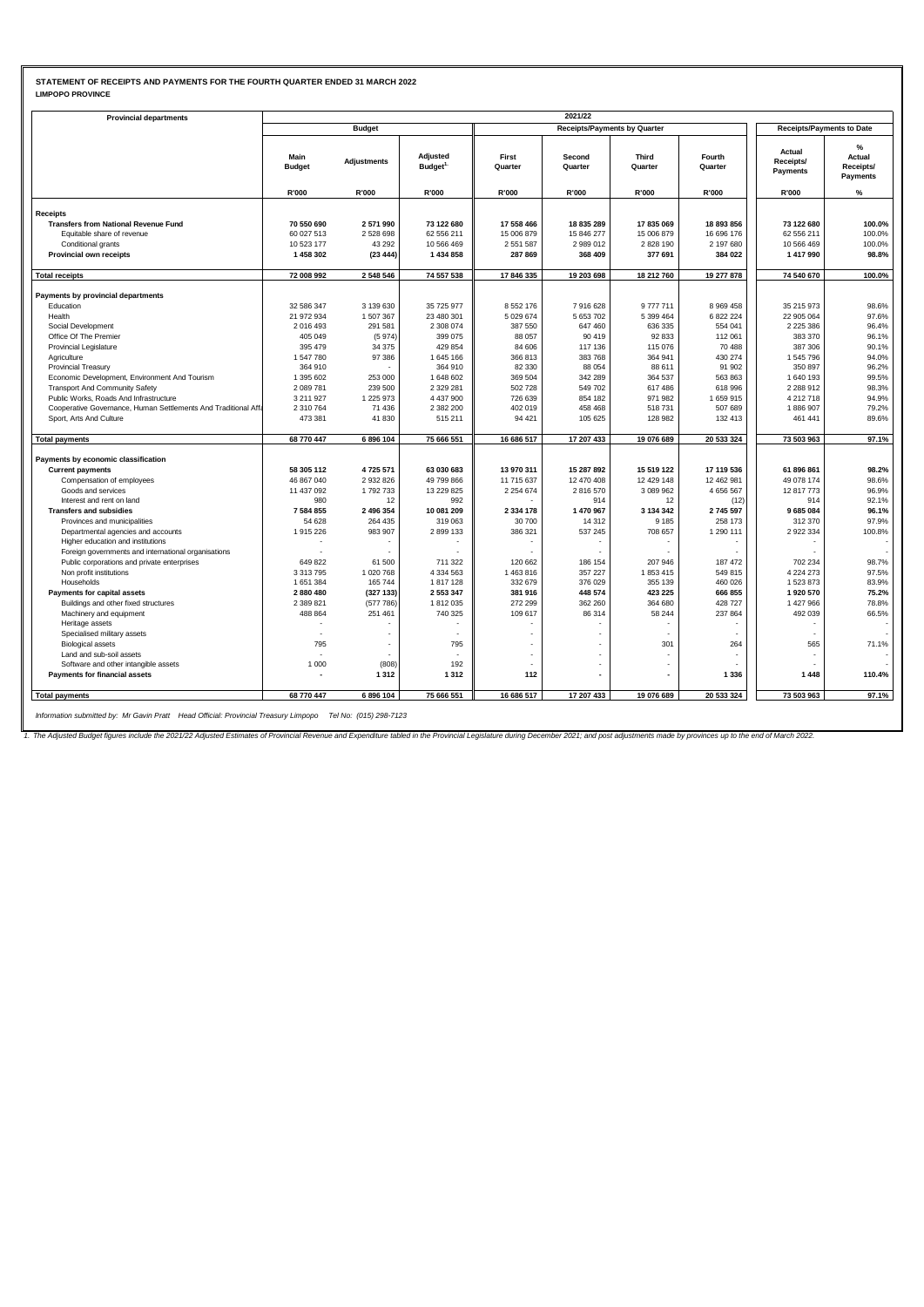**STATEMENT OF RECEIPTS AND PAYMENTS FOR THE FOURTH QUARTER ENDED 31 MARCH 2022**

**LIMPOPO PROVINCE**

| Provincial departments | 2021/22 | | | | | | | | |
|---|---|---|---|---|---|---|---|---|---|
| | Budget | | | Receipts/Payments by Quarter | | | | Receipts/Payments to Date | |
| | Main Budget | Adjustments | Adjusted Budget[1] | First Quarter | Second Quarter | Third Quarter | Fourth Quarter | Actual Receipts/ Payments | % Actual Receipts/ Payments |
| | R'000 | R'000 | R'000 | R'000 | R'000 | R'000 | R'000 | R'000 | % |
| **Receipts** | | | | | | | | | |
| **Transfers from National Revenue Fund** | **70 550 690** | **2 571 990** | **73 122 680** | **17 558 466** | **18 835 289** | **17 835 069** | **18 893 856** | **73 122 680** | **100.0%** |
| Equitable share of revenue | 60 027 513 | 2 528 698 | 62 556 211 | 15 006 879 | 15 846 277 | 15 006 879 | 16 696 176 | 62 556 211 | 100.0% |
| Conditional grants | 10 523 177 | 43 292 | 10 566 469 | 2 551 587 | 2 989 012 | 2 828 190 | 2 197 680 | 10 566 469 | 100.0% |
| **Provincial own receipts** | **1 458 302** | **(23 444)** | **1 434 858** | **287 869** | **368 409** | **377 691** | **384 022** | **1 417 990** | **98.8%** |
| **Total receipts** | **72 008 992** | **2 548 546** | **74 557 538** | **17 846 335** | **19 203 698** | **18 212 760** | **19 277 878** | **74 540 670** | **100.0%** |
| **Payments by provincial departments** | | | | | | | | | |
| Education | 32 586 347 | 3 139 630 | 35 725 977 | 8 552 176 | 7 916 628 | 9 777 711 | 8 969 458 | 35 215 973 | 98.6% |
| Health | 21 972 934 | 1 507 367 | 23 480 301 | 5 029 674 | 5 653 702 | 5 399 464 | 6 822 224 | 22 905 064 | 97.6% |
| Social Development | 2 016 493 | 291 581 | 2 308 074 | 387 550 | 647 460 | 636 335 | 554 041 | 2 225 386 | 96.4% |
| Office Of The Premier | 405 049 | (5 974) | 399 075 | 88 057 | 90 419 | 92 833 | 112 061 | 383 370 | 96.1% |
| Provincial Legislature | 395 479 | 34 375 | 429 854 | 84 606 | 117 136 | 115 076 | 70 488 | 387 306 | 90.1% |
| Agriculture | 1 547 780 | 97 386 | 1 645 166 | 366 813 | 383 768 | 364 941 | 430 274 | 1 545 796 | 94.0% |
| Provincial Treasury | 364 910 | - | 364 910 | 82 330 | 88 054 | 88 611 | 91 902 | 350 897 | 96.2% |
| Economic Development, Environment And Tourism | 1 395 602 | 253 000 | 1 648 602 | 369 504 | 342 289 | 364 537 | 563 863 | 1 640 193 | 99.5% |
| Transport And Community Safety | 2 089 781 | 239 500 | 2 329 281 | 502 728 | 549 702 | 617 486 | 618 996 | 2 288 912 | 98.3% |
| Public Works, Roads And Infrastructure | 3 211 927 | 1 225 973 | 4 437 900 | 726 639 | 854 182 | 971 982 | 1 659 915 | 4 212 718 | 94.9% |
| Cooperative Governance, Human Settlements And Traditional Affa | 2 310 764 | 71 436 | 2 382 200 | 402 019 | 458 468 | 518 731 | 507 689 | 1 886 907 | 79.2% |
| Sport, Arts And Culture | 473 381 | 41 830 | 515 211 | 94 421 | 105 625 | 128 982 | 132 413 | 461 441 | 89.6% |
| **Total payments** | **68 770 447** | **6 896 104** | **75 666 551** | **16 686 517** | **17 207 433** | **19 076 689** | **20 533 324** | **73 503 963** | **97.1%** |
| **Payments by economic classification** | | | | | | | | | |
| **Current payments** | **58 305 112** | **4 725 571** | **63 030 683** | **13 970 311** | **15 287 892** | **15 519 122** | **17 119 536** | **61 896 861** | **98.2%** |
| Compensation of employees | 46 867 040 | 2 932 826 | 49 799 866 | 11 715 637 | 12 470 408 | 12 429 148 | 12 462 981 | 49 078 174 | 98.6% |
| Goods and services | 11 437 092 | 1 792 733 | 13 229 825 | 2 254 674 | 2 816 570 | 3 089 962 | 4 656 567 | 12 817 773 | 96.9% |
| Interest and rent on land | 980 | 12 | 992 | - | 914 | 12 | (12) | 914 | 92.1% |
| **Transfers and subsidies** | **7 584 855** | **2 496 354** | **10 081 209** | **2 334 178** | **1 470 967** | **3 134 342** | **2 745 597** | **9 685 084** | **96.1%** |
| Provinces and municipalities | 54 628 | 264 435 | 319 063 | 30 700 | 14 312 | 9 185 | 258 173 | 312 370 | 97.9% |
| Departmental agencies and accounts | 1 915 226 | 983 907 | 2 899 133 | 386 321 | 537 245 | 708 657 | 1 290 111 | 2 922 334 | 100.8% |
| Higher education and institutions | - | - | - | - | - | - | - | - | - |
| Foreign governments and international organisations | - | - | - | - | - | - | - | - | - |
| Public corporations and private enterprises | 649 822 | 61 500 | 711 322 | 120 662 | 186 154 | 207 946 | 187 472 | 702 234 | 98.7% |
| Non profit institutions | 3 313 795 | 1 020 768 | 4 334 563 | 1 463 816 | 357 227 | 1 853 415 | 549 815 | 4 224 273 | 97.5% |
| Households | 1 651 384 | 165 744 | 1 817 128 | 332 679 | 376 029 | 355 139 | 460 026 | 1 523 873 | 83.9% |
| **Payments for capital assets** | **2 880 480** | **(327 133)** | **2 553 347** | **381 916** | **448 574** | **423 225** | **666 855** | **1 920 570** | **75.2%** |
| Buildings and other fixed structures | 2 389 821 | (577 786) | 1 812 035 | 272 299 | 362 260 | 364 680 | 428 727 | 1 427 966 | 78.8% |
| Machinery and equipment | 488 864 | 251 461 | 740 325 | 109 617 | 86 314 | 58 244 | 237 864 | 492 039 | 66.5% |
| Heritage assets | - | - | - | - | - | - | - | - | - |
| Specialised military assets | - | - | - | - | - | - | - | - | - |
| Biological assets | 795 | - | 795 | - | - | 301 | 264 | 565 | 71.1% |
| Land and sub-soil assets | - | - | - | - | - | - | - | - | - |
| Software and other intangible assets | 1 000 | (808) | 192 | - | - | - | - | - | - |
| **Payments for financial assets** | **-** | **1 312** | **1 312** | **112** | **-** | **-** | **1 336** | **1 448** | **110.4%** |
| **Total payments** | **68 770 447** | **6 896 104** | **75 666 551** | **16 686 517** | **17 207 433** | **19 076 689** | **20 533 324** | **73 503 963** | **97.1%** |

*Information submitted by: Mr Gavin Pratt Head Official: Provincial Treasury Limpopo Tel No: (015) 298-7123*

*1. The Adjusted Budget figures include the 2021/22 Adjusted Estimates of Provincial Revenue and Expenditure tabled in the Provincial Legislature during December 2021; and post adjustments made by provinces up to the end of March 2022.*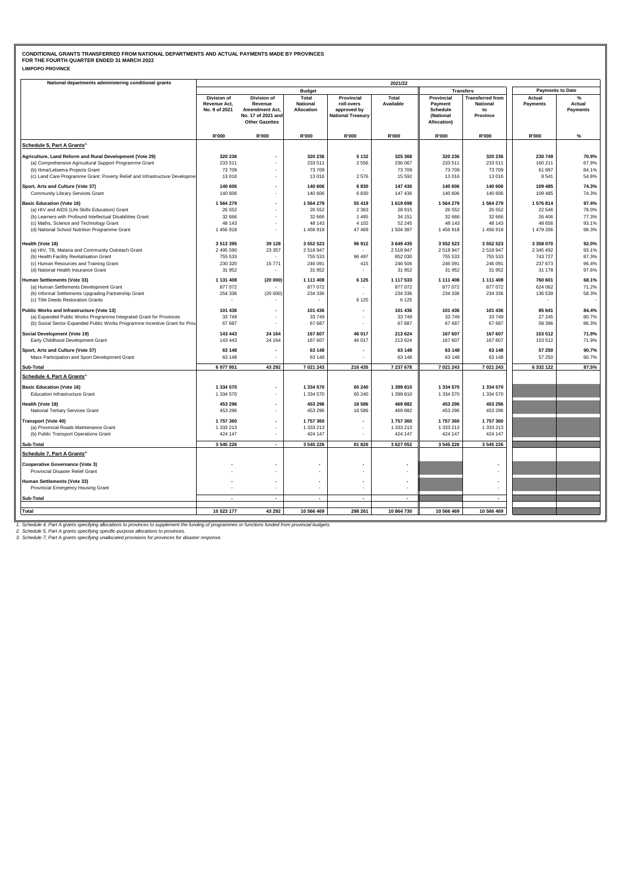**CONDITIONAL GRANTS TRANSFERRED FROM NATIONAL DEPARTMENTS AND ACTUAL PAYMENTS MADE BY PROVINCES**
**FOR THE FOURTH QUARTER ENDED 31 MARCH 2022**
**LIMPOPO PROVINCE**

| National departments administering conditional grants | 2021/22 | | | | | | | | |
|---|---|---|---|---|---|---|---|---|---|
| | Budget | | | | | Transfers | | Payments to Date | |
| | Division of Revenue Act, No. 9 of 2021 | Division of Revenue Amendment Act, No. 17 of 2021 and Other Gazettes | Total National Allocation | Provincial roll-overs approved by National Treasury | Total Available | Provincial Payment Schedule (National Allocation) | Transferred from National to Province | Actual Payments | % Actual Payments |
| | R'000 | R'000 | R'000 | R'000 | R'000 | R'000 | R'000 | R'000 | % |
| **Schedule 5, Part A Grants[2]** | | | | | | | | | |
| **Agriculture, Land Reform and Rural Development (Vote 29)** | **320 236** | **-** | **320 236** | **5 132** | **325 368** | **320 236** | **320 236** | **230 749** | **70.9%** |
| (a) Comprehensive Agricultural Support Programme Grant | 233 511 | - | 233 511 | 2 556 | 236 067 | 233 511 | 233 511 | 160 211 | 67.9% |
| (b) Ilima/Letsema Projects Grant | 73 709 | - | 73 709 | - | 73 709 | 73 709 | 73 709 | 61 997 | 84.1% |
| (c) Land Care Programme Grant: Poverty Relief and Infrastructure Developme | 13 016 | - | 13 016 | 2 576 | 15 592 | 13 016 | 13 016 | 8 541 | 54.8% |
| **Sport, Arts and Culture (Vote 37)** | **140 606** | **-** | **140 606** | **6 830** | **147 436** | **140 606** | **140 606** | **109 485** | **74.3%** |
| Community Library Services Grant | 140 606 | - | 140 606 | 6 830 | 147 436 | 140 606 | 140 606 | 109 485 | 74.3% |
| **Basic Education (Vote 16)** | **1 564 279** | **-** | **1 564 279** | **55 419** | **1 619 698** | **1 564 279** | **1 564 279** | **1 576 814** | **97.4%** |
| (a) HIV and AIDS (Life Skills Education) Grant | 26 552 | - | 26 552 | 2 363 | 28 915 | 26 552 | 26 552 | 22 546 | 78.0% |
| (b) Learners with Profound Intellectual Disabilities Grant | 32 666 | - | 32 666 | 1 485 | 34 151 | 32 666 | 32 666 | 26 406 | 77.3% |
| (c) Maths, Science and Technology Grant | 48 143 | - | 48 143 | 4 102 | 52 245 | 48 143 | 48 143 | 48 656 | 93.1% |
| (d) National School Nutrition Programme Grant | 1 456 918 | - | 1 456 918 | 47 469 | 1 504 387 | 1 456 918 | 1 456 918 | 1 479 206 | 98.3% |
| **Health (Vote 18)** | **3 513 395** | **39 128** | **3 552 523** | **96 912** | **3 649 435** | **3 552 523** | **3 552 523** | **3 358 070** | **92.0%** |
| (a) HIV, TB, Malaria and Community Outreach Grant | 2 495 590 | 23 357 | 2 518 947 | - | 2 518 947 | 2 518 947 | 2 518 947 | 2 345 492 | 93.1% |
| (b) Health Facility Revitalisation Grant | 755 533 | - | 755 533 | 96 497 | 852 030 | 755 533 | 755 533 | 743 727 | 87.3% |
| (c) Human Resources and Training Grant | 230 320 | 15 771 | 246 091 | 415 | 246 506 | 246 091 | 246 091 | 237 673 | 96.4% |
| (d) National Health Insurance Grant | 31 952 | - | 31 952 | - | 31 952 | 31 952 | 31 952 | 31 178 | 97.6% |
| **Human Settlements (Vote 33)** | **1 131 408** | **(20 000)** | **1 111 408** | **6 125** | **1 117 533** | **1 111 408** | **1 111 408** | **760 601** | **68.1%** |
| (a) Human Settlements Development Grant | 877 072 | - | 877 072 | - | 877 072 | 877 072 | 877 072 | 624 062 | 71.2% |
| (b) Informal Settlements Upgrading Partnership Grant | 254 336 | (20 000) | 234 336 | - | 234 336 | 234 336 | 234 336 | 136 539 | 58.3% |
| (c) Title Deeds Restoration Grants | - | - | - | 6 125 | 6 125 | - | - | - | - |
| **Public Works and Infrastructure (Vote 13)** | **101 436** | **-** | **101 436** | **-** | **101 436** | **101 436** | **101 436** | **85 641** | **84.4%** |
| (a) Expanded Public Works Programme Integrated Grant for Provinces | 33 749 | - | 33 749 | - | 33 749 | 33 749 | 33 749 | 27 245 | 80.7% |
| (b) Social Sector Expanded Public Works Programme Incentive Grant for Prov | 67 687 | - | 67 687 | - | 67 687 | 67 687 | 67 687 | 58 396 | 86.3% |
| **Social Development (Vote 19)** | **143 443** | **24 164** | **167 607** | **46 017** | **213 624** | **167 607** | **167 607** | **153 512** | **71.9%** |
| Early Childhood Development Grant | 143 443 | 24 164 | 167 607 | 46 017 | 213 624 | 167 607 | 167 607 | 153 512 | 71.9% |
| **Sport, Arts and Culture (Vote 37)** | **63 148** | **-** | **63 148** | **-** | **63 148** | **63 148** | **63 148** | **57 250** | **90.7%** |
| Mass Participation and Sport Development Grant | 63 148 | - | 63 148 | - | 63 148 | 63 148 | 63 148 | 57 250 | 90.7% |
| **Sub-Total** | **6 977 951** | **43 292** | **7 021 243** | **216 435** | **7 237 678** | **7 021 243** | **7 021 243** | **6 332 122** | **87.5%** |
| **Schedule 4, Part A Grants[1]** | | | | | | | | | |
| **Basic Education (Vote 16)** | **1 334 570** | **-** | **1 334 570** | **65 240** | **1 399 810** | **1 334 570** | **1 334 570** | | |
| Education Infrastructure Grant | 1 334 570 | - | 1 334 570 | 65 240 | 1 399 810 | 1 334 570 | 1 334 570 | | |
| **Health (Vote 18)** | **453 296** | **-** | **453 296** | **16 586** | **469 882** | **453 296** | **453 296** | | |
| National Tertiary Services Grant | 453 296 | - | 453 296 | 16 586 | 469 882 | 453 296 | 453 296 | | |
| **Transport (Vote 40)** | **1 757 360** | **-** | **1 757 360** | **-** | **1 757 360** | **1 757 360** | **1 757 360** | | |
| (a) Provincial Roads Maintenance Grant | 1 333 213 | - | 1 333 213 | - | 1 333 213 | 1 333 213 | 1 333 213 | | |
| (b) Public Transport Operations Grant | 424 147 | - | 424 147 | - | 424 147 | 424 147 | 424 147 | | |
| **Sub-Total** | **3 545 226** | **-** | **3 545 226** | **81 826** | **3 627 052** | **3 545 226** | **3 545 226** | | |
| **Schedule 7, Part A Grants[3]** | | | | | | | | | |
| **Cooperative Governance (Vote 3)** | **-** | **-** | **-** | **-** | **-** | | **-** | | |
| Provincial Disaster Relief Grant | - | - | - | - | - | | - | | |
| **Human Settlements (Vote 33)** | **-** | **-** | **-** | **-** | **-** | | **-** | | |
| Provincial Emergency Housing Grant | - | - | - | - | - | | - | | |
| **Sub-Total** | **-** | **-** | **-** | **-** | **-** | | **-** | | |
| **Total** | **10 523 177** | **43 292** | **10 566 469** | **298 261** | **10 864 730** | **10 566 469** | **10 566 469** | | |

*1. Schedule 4, Part A grants specifying allocations to provinces to supplement the funding of programmes or functions funded from provincial budgets.*
*2. Schedule 5, Part A grants specifying specific-purpose allocations to provinces.*
*3. Schedule 7, Part A grants specifying unallocated provisions for provinces for disaster response.*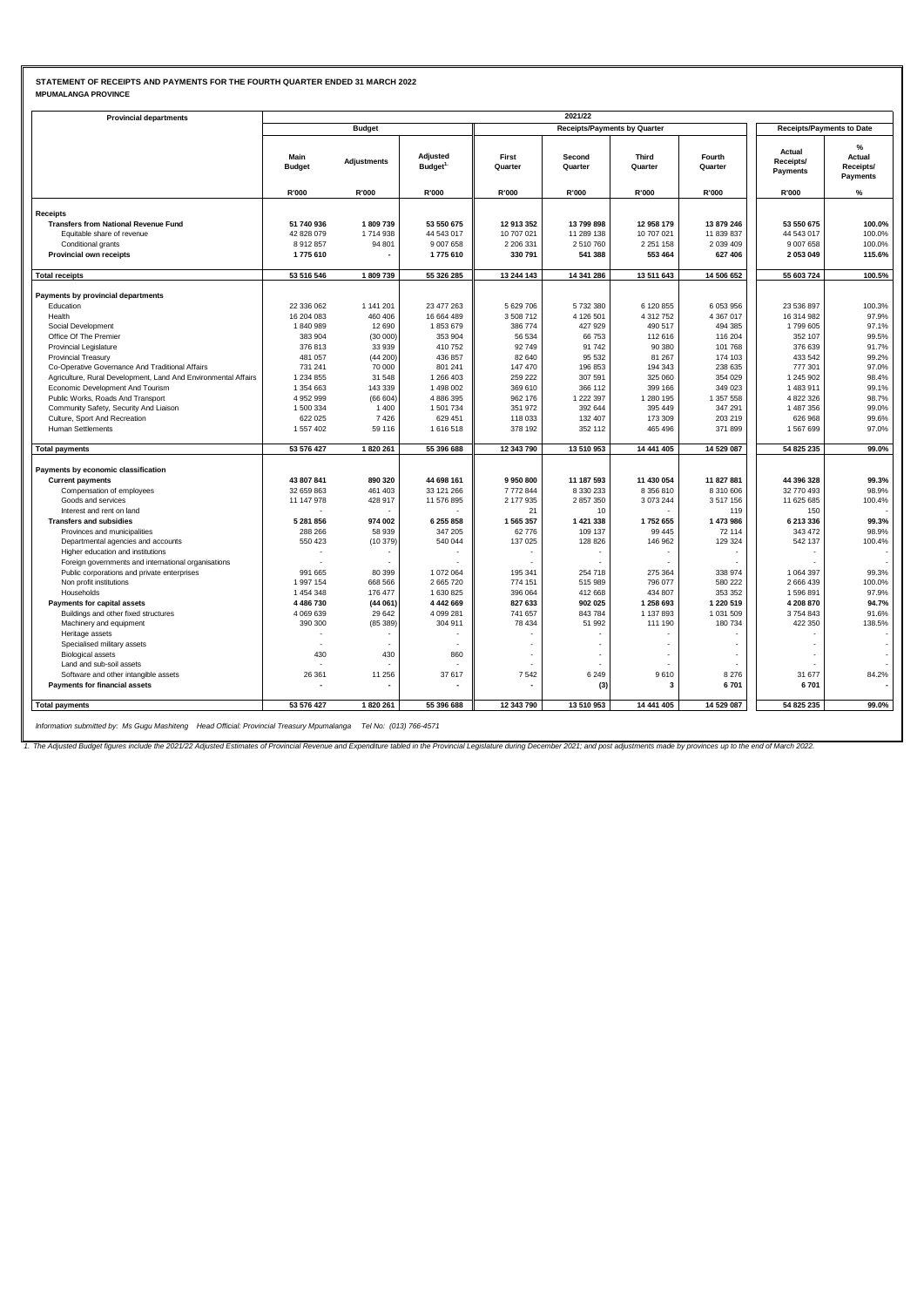**STATEMENT OF RECEIPTS AND PAYMENTS FOR THE FOURTH QUARTER ENDED 31 MARCH 2022**
**MPUMALANGA PROVINCE**

| Provincial departments | 2021/22 | | | | | | | | |
|---|---|---|---|---|---|---|---|---|---|
| | Budget | | | Receipts/Payments by Quarter | | | | Receipts/Payments to Date | |
| | Main Budget | Adjustments | Adjusted Budget[1] | First Quarter | Second Quarter | Third Quarter | Fourth Quarter | Actual Receipts/ Payments | % Actual Receipts/ Payments |
| | R'000 | R'000 | R'000 | R'000 | R'000 | R'000 | R'000 | R'000 | % |
| **Receipts** | | | | | | | | | |
| **Transfers from National Revenue Fund** | **51 740 936** | **1 809 739** | **53 550 675** | **12 913 352** | **13 799 898** | **12 958 179** | **13 879 246** | **53 550 675** | **100.0%** |
| Equitable share of revenue | 42 828 079 | 1 714 938 | 44 543 017 | 10 707 021 | 11 289 138 | 10 707 021 | 11 839 837 | 44 543 017 | 100.0% |
| Conditional grants | 8 912 857 | 94 801 | 9 007 658 | 2 206 331 | 2 510 760 | 2 251 158 | 2 039 409 | 9 007 658 | 100.0% |
| **Provincial own receipts** | **1 775 610** | **-** | **1 775 610** | **330 791** | **541 388** | **553 464** | **627 406** | **2 053 049** | **115.6%** |
| **Total receipts** | **53 516 546** | **1 809 739** | **55 326 285** | **13 244 143** | **14 341 286** | **13 511 643** | **14 506 652** | **55 603 724** | **100.5%** |
| **Payments by provincial departments** | | | | | | | | | |
| Education | 22 336 062 | 1 141 201 | 23 477 263 | 5 629 706 | 5 732 380 | 6 120 855 | 6 053 956 | 23 536 897 | 100.3% |
| Health | 16 204 083 | 460 406 | 16 664 489 | 3 508 712 | 4 126 501 | 4 312 752 | 4 367 017 | 16 314 982 | 97.9% |
| Social Development | 1 840 989 | 12 690 | 1 853 679 | 386 774 | 427 929 | 490 517 | 494 385 | 1 799 605 | 97.1% |
| Office Of The Premier | 383 904 | (30 000) | 353 904 | 56 534 | 66 753 | 112 616 | 116 204 | 352 107 | 99.5% |
| Provincial Legislature | 376 813 | 33 939 | 410 752 | 92 749 | 91 742 | 90 380 | 101 768 | 376 639 | 91.7% |
| Provincial Treasury | 481 057 | (44 200) | 436 857 | 82 640 | 95 532 | 81 267 | 174 103 | 433 542 | 99.2% |
| Co-Operative Governance And Traditional Affairs | 731 241 | 70 000 | 801 241 | 147 470 | 196 853 | 194 343 | 238 635 | 777 301 | 97.0% |
| Agriculture, Rural Development, Land And Environmental Affairs | 1 234 855 | 31 548 | 1 266 403 | 259 222 | 307 591 | 325 060 | 354 029 | 1 245 902 | 98.4% |
| Economic Development And Tourism | 1 354 663 | 143 339 | 1 498 002 | 369 610 | 366 112 | 399 166 | 349 023 | 1 483 911 | 99.1% |
| Public Works, Roads And Transport | 4 952 999 | (66 604) | 4 886 395 | 962 176 | 1 222 397 | 1 280 195 | 1 357 558 | 4 822 326 | 98.7% |
| Community Safety, Security And Liaison | 1 500 334 | 1 400 | 1 501 734 | 351 972 | 392 644 | 395 449 | 347 291 | 1 487 356 | 99.0% |
| Culture, Sport And Recreation | 622 025 | 7 426 | 629 451 | 118 033 | 132 407 | 173 309 | 203 219 | 626 968 | 99.6% |
| Human Settlements | 1 557 402 | 59 116 | 1 616 518 | 378 192 | 352 112 | 465 496 | 371 899 | 1 567 699 | 97.0% |
| **Total payments** | **53 576 427** | **1 820 261** | **55 396 688** | **12 343 790** | **13 510 953** | **14 441 405** | **14 529 087** | **54 825 235** | **99.0%** |
| **Payments by economic classification** | | | | | | | | | |
| **Current payments** | **43 807 841** | **890 320** | **44 698 161** | **9 950 800** | **11 187 593** | **11 430 054** | **11 827 881** | **44 396 328** | **99.3%** |
| Compensation of employees | 32 659 863 | 461 403 | 33 121 266 | 7 772 844 | 8 330 233 | 8 356 810 | 8 310 606 | 32 770 493 | 98.9% |
| Goods and services | 11 147 978 | 428 917 | 11 576 895 | 2 177 935 | 2 857 350 | 3 073 244 | 3 517 156 | 11 625 685 | 100.4% |
| Interest and rent on land | - | - | - | 21 | 10 | - | 119 | 150 | - |
| **Transfers and subsidies** | **5 281 856** | **974 002** | **6 255 858** | **1 565 357** | **1 421 338** | **1 752 655** | **1 473 986** | **6 213 336** | **99.3%** |
| Provinces and municipalities | 288 266 | 58 939 | 347 205 | 62 776 | 109 137 | 99 445 | 72 114 | 343 472 | 98.9% |
| Departmental agencies and accounts | 550 423 | (10 379) | 540 044 | 137 025 | 128 826 | 146 962 | 129 324 | 542 137 | 100.4% |
| Higher education and institutions | - | - | - | - | - | - | - | - | - |
| Foreign governments and international organisations | - | - | - | - | - | - | - | - | - |
| Public corporations and private enterprises | 991 665 | 80 399 | 1 072 064 | 195 341 | 254 718 | 275 364 | 338 974 | 1 064 397 | 99.3% |
| Non profit institutions | 1 997 154 | 668 566 | 2 665 720 | 774 151 | 515 989 | 796 077 | 580 222 | 2 666 439 | 100.0% |
| Households | 1 454 348 | 176 477 | 1 630 825 | 396 064 | 412 668 | 434 807 | 353 352 | 1 596 891 | 97.9% |
| **Payments for capital assets** | **4 486 730** | **(44 061)** | **4 442 669** | **827 633** | **902 025** | **1 258 693** | **1 220 519** | **4 208 870** | **94.7%** |
| Buildings and other fixed structures | 4 069 639 | 29 642 | 4 099 281 | 741 657 | 843 784 | 1 137 893 | 1 031 509 | 3 754 843 | 91.6% |
| Machinery and equipment | 390 300 | (85 389) | 304 911 | 78 434 | 51 992 | 111 190 | 180 734 | 422 350 | 138.5% |
| Heritage assets | - | - | - | - | - | - | - | - | - |
| Specialised military assets | - | - | - | - | - | - | - | - | - |
| Biological assets | 430 | 430 | 860 | - | - | - | - | - | - |
| Land and sub-soil assets | - | - | - | - | - | - | - | - | - |
| Software and other intangible assets | 26 361 | 11 256 | 37 617 | 7 542 | 6 249 | 9 610 | 8 276 | 31 677 | 84.2% |
| **Payments for financial assets** | **-** | **-** | **-** | **-** | **(3)** | **3** | **6 701** | **6 701** | **-** |
| **Total payments** | **53 576 427** | **1 820 261** | **55 396 688** | **12 343 790** | **13 510 953** | **14 441 405** | **14 529 087** | **54 825 235** | **99.0%** |

*Information submitted by: Ms Gugu Mashiteng Head Official: Provincial Treasury Mpumalanga Tel No: (013) 766-4571*

*1. The Adjusted Budget figures include the 2021/22 Adjusted Estimates of Provincial Revenue and Expenditure tabled in the Provincial Legislature during December 2021; and post adjustments made by provinces up to the end of March 2022.*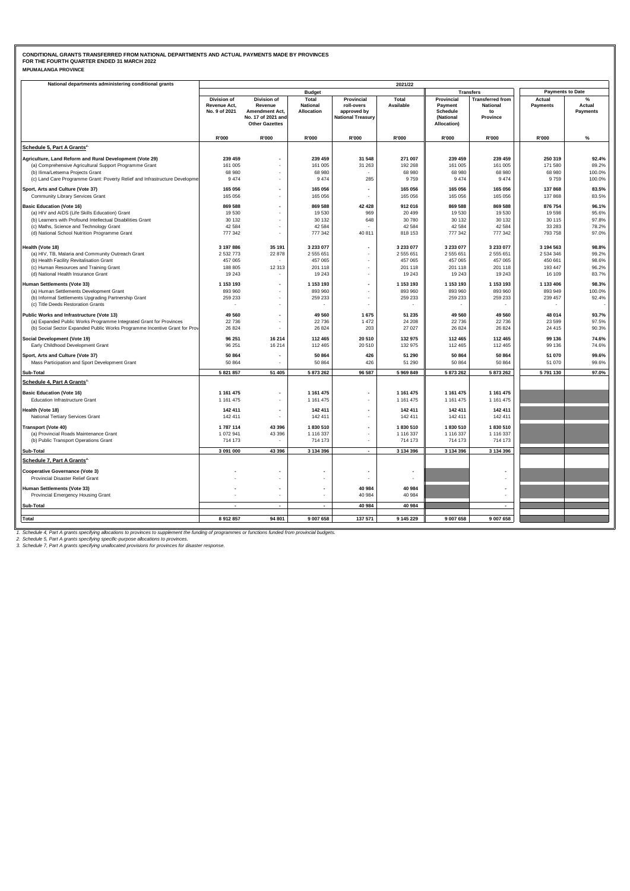**CONDITIONAL GRANTS TRANSFERRED FROM NATIONAL DEPARTMENTS AND ACTUAL PAYMENTS MADE BY PROVINCES**
**FOR THE FOURTH QUARTER ENDED 31 MARCH 2022**
**MPUMALANGA PROVINCE**

| National departments administering conditional grants | 2021/22 | | | | | | | | |
|---|---|---|---|---|---|---|---|---|---|
| | Budget | | | | | Transfers | | Payments to Date | |
| | Division of Revenue Act, No. 9 of 2021 | Division of Revenue Amendment Act, No. 17 of 2021 and Other Gazettes | Total National Allocation | Provincial roll-overs approved by National Treasury | Total Available | Provincial Payment Schedule (National Allocation) | Transferred from National to Province | Actual Payments | % Actual Payments |
| | R'000 | R'000 | R'000 | R'000 | R'000 | R'000 | R'000 | R'000 | % |
| **Schedule 5, Part A Grants[2]** | | | | | | | | | |
| **Agriculture, Land Reform and Rural Development (Vote 29)** | **239 459** | **-** | **239 459** | **31 548** | **271 007** | **239 459** | **239 459** | **250 319** | **92.4%** |
| (a) Comprehensive Agricultural Support Programme Grant | 161 005 | - | 161 005 | 31 263 | 192 268 | 161 005 | 161 005 | 171 580 | 89.2% |
| (b) Ilima/Letsema Projects Grant | 68 980 | - | 68 980 | - | 68 980 | 68 980 | 68 980 | 68 980 | 100.0% |
| (c) Land Care Programme Grant: Poverty Relief and Infrastructure Developme | 9 474 | - | 9 474 | 285 | 9 759 | 9 474 | 9 474 | 9 759 | 100.0% |
| **Sport, Arts and Culture (Vote 37)** | **165 056** | **-** | **165 056** | **-** | **165 056** | **165 056** | **165 056** | **137 868** | **83.5%** |
| Community Library Services Grant | 165 056 | - | 165 056 | - | 165 056 | 165 056 | 165 056 | 137 868 | 83.5% |
| **Basic Education (Vote 16)** | **869 588** | **-** | **869 588** | **42 428** | **912 016** | **869 588** | **869 588** | **876 754** | **96.1%** |
| (a) HIV and AIDS (Life Skills Education) Grant | 19 530 | - | 19 530 | 969 | 20 499 | 19 530 | 19 530 | 19 598 | 95.6% |
| (b) Learners with Profound Intellectual Disabilities Grant | 30 132 | - | 30 132 | 648 | 30 780 | 30 132 | 30 132 | 30 115 | 97.8% |
| (c) Maths, Science and Technology Grant | 42 584 | - | 42 584 | - | 42 584 | 42 584 | 42 584 | 33 283 | 78.2% |
| (d) National School Nutrition Programme Grant | 777 342 | - | 777 342 | 40 811 | 818 153 | 777 342 | 777 342 | 793 758 | 97.0% |
| **Health (Vote 18)** | **3 197 886** | **35 191** | **3 233 077** | **-** | **3 233 077** | **3 233 077** | **3 233 077** | **3 194 563** | **98.8%** |
| (a) HIV, TB, Malaria and Community Outreach Grant | 2 532 773 | 22 878 | 2 555 651 | - | 2 555 651 | 2 555 651 | 2 555 651 | 2 534 346 | 99.2% |
| (b) Health Facility Revitalisation Grant | 457 065 | - | 457 065 | - | 457 065 | 457 065 | 457 065 | 450 661 | 98.6% |
| (c) Human Resources and Training Grant | 188 805 | 12 313 | 201 118 | - | 201 118 | 201 118 | 201 118 | 193 447 | 96.2% |
| (d) National Health Insurance Grant | 19 243 | - | 19 243 | - | 19 243 | 19 243 | 19 243 | 16 109 | 83.7% |
| **Human Settlements (Vote 33)** | **1 153 193** | **-** | **1 153 193** | **-** | **1 153 193** | **1 153 193** | **1 153 193** | **1 133 406** | **98.3%** |
| (a) Human Settlements Development Grant | 893 960 | - | 893 960 | - | 893 960 | 893 960 | 893 960 | 893 949 | 100.0% |
| (b) Informal Settlements Upgrading Partnership Grant | 259 233 | - | 259 233 | - | 259 233 | 259 233 | 259 233 | 239 457 | 92.4% |
| (c) Title Deeds Restoration Grants | - | - | - | - | - | - | - | - | - |
| **Public Works and Infrastructure (Vote 13)** | **49 560** | **-** | **49 560** | **1 675** | **51 235** | **49 560** | **49 560** | **48 014** | **93.7%** |
| (a) Expanded Public Works Programme Integrated Grant for Provinces | 22 736 | - | 22 736 | 1 472 | 24 208 | 22 736 | 22 736 | 23 599 | 97.5% |
| (b) Social Sector Expanded Public Works Programme Incentive Grant for Prov | 26 824 | - | 26 824 | 203 | 27 027 | 26 824 | 26 824 | 24 415 | 90.3% |
| **Social Development (Vote 19)** | **96 251** | **16 214** | **112 465** | **20 510** | **132 975** | **112 465** | **112 465** | **99 136** | **74.6%** |
| Early Childhood Development Grant | 96 251 | 16 214 | 112 465 | 20 510 | 132 975 | 112 465 | 112 465 | 99 136 | 74.6% |
| **Sport, Arts and Culture (Vote 37)** | **50 864** | **-** | **50 864** | **426** | **51 290** | **50 864** | **50 864** | **51 070** | **99.6%** |
| Mass Participation and Sport Development Grant | 50 864 | - | 50 864 | 426 | 51 290 | 50 864 | 50 864 | 51 070 | 99.6% |
| **Sub-Total** | **5 821 857** | **51 405** | **5 873 262** | **96 587** | **5 969 849** | **5 873 262** | **5 873 262** | **5 791 130** | **97.0%** |
| **Schedule 4, Part A Grants[1]** | | | | | | | | | |
| **Basic Education (Vote 16)** | **1 161 475** | **-** | **1 161 475** | **-** | **1 161 475** | **1 161 475** | **1 161 475** | | |
| Education Infrastructure Grant | 1 161 475 | - | 1 161 475 | - | 1 161 475 | 1 161 475 | 1 161 475 | | |
| **Health (Vote 18)** | **142 411** | **-** | **142 411** | **-** | **142 411** | **142 411** | **142 411** | | |
| National Tertiary Services Grant | 142 411 | - | 142 411 | - | 142 411 | 142 411 | 142 411 | | |
| **Transport (Vote 40)** | **1 787 114** | **43 396** | **1 830 510** | **-** | **1 830 510** | **1 830 510** | **1 830 510** | | |
| (a) Provincial Roads Maintenance Grant | 1 072 941 | 43 396 | 1 116 337 | - | 1 116 337 | 1 116 337 | 1 116 337 | | |
| (b) Public Transport Operations Grant | 714 173 | - | 714 173 | - | 714 173 | 714 173 | 714 173 | | |
| **Sub-Total** | **3 091 000** | **43 396** | **3 134 396** | **-** | **3 134 396** | **3 134 396** | **3 134 396** | | |
| **Schedule 7, Part A Grants[3]** | | | | | | | | | |
| **Cooperative Governance (Vote 3)** | **-** | **-** | **-** | **-** | **-** | | **-** | | |
| Provincial Disaster Relief Grant | - | - | - | - | - | | - | | |
| **Human Settlements (Vote 33)** | **-** | **-** | **-** | **40 984** | **40 984** | | **-** | | |
| Provincial Emergency Housing Grant | - | - | - | 40 984 | 40 984 | | - | | |
| **Sub-Total** | **-** | **-** | **-** | **40 984** | **40 984** | | **-** | | |
| **Total** | **8 912 857** | **94 801** | **9 007 658** | **137 571** | **9 145 229** | **9 007 658** | **9 007 658** | | |

*1. Schedule 4, Part A grants specifying allocations to provinces to supplement the funding of programmes or functions funded from provincial budgets.*
*2. Schedule 5, Part A grants specifying specific-purpose allocations to provinces.*
*3. Schedule 7, Part A grants specifying unallocated provisions for provinces for disaster response.*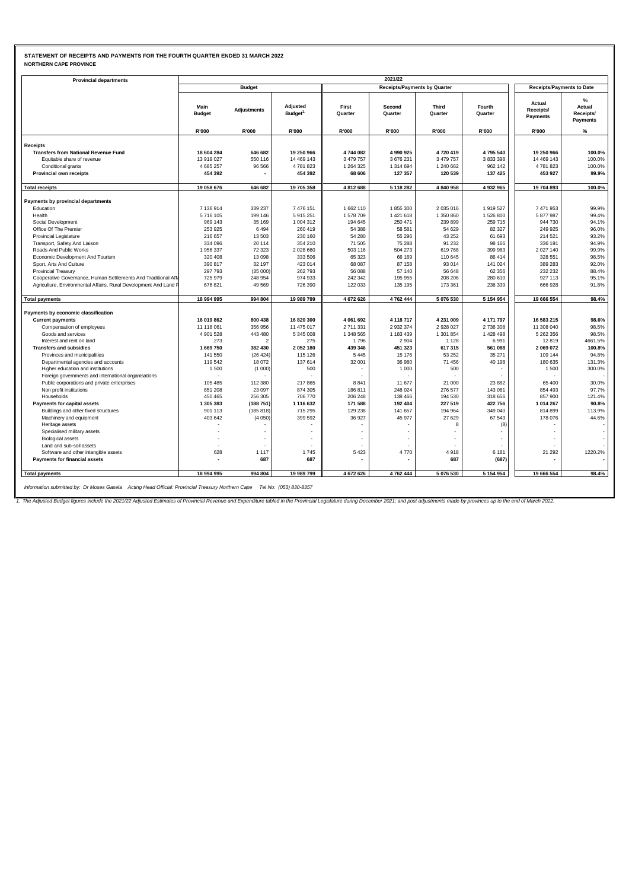**STATEMENT OF RECEIPTS AND PAYMENTS FOR THE FOURTH QUARTER ENDED 31 MARCH 2022**
**NORTHERN CAPE PROVINCE**

| Provincial departments | 2021/22 | | | | | | | | |
|---|---|---|---|---|---|---|---|---|---|
| | Budget | | | Receipts/Payments by Quarter | | | | Receipts/Payments to Date | |
| | Main Budget | Adjustments | Adjusted Budget[1] | First Quarter | Second Quarter | Third Quarter | Fourth Quarter | Actual Receipts/ Payments | % Actual Receipts/ Payments |
| | R'000 | R'000 | R'000 | R'000 | R'000 | R'000 | R'000 | R'000 | % |
| **Receipts** | | | | | | | | | |
| **Transfers from National Revenue Fund** | **18 604 284** | **646 682** | **19 250 966** | **4 744 082** | **4 990 925** | **4 720 419** | **4 795 540** | **19 250 966** | **100.0%** |
| Equitable share of revenue | 13 919 027 | 550 116 | 14 469 143 | 3 479 757 | 3 676 231 | 3 479 757 | 3 833 398 | 14 469 143 | 100.0% |
| Conditional grants | 4 685 257 | 96 566 | 4 781 823 | 1 264 325 | 1 314 694 | 1 240 662 | 962 142 | 4 781 823 | 100.0% |
| **Provincial own receipts** | **454 392** | **-** | **454 392** | **68 606** | **127 357** | **120 539** | **137 425** | **453 927** | **99.9%** |
| **Total receipts** | **19 058 676** | **646 682** | **19 705 358** | **4 812 688** | **5 118 282** | **4 840 958** | **4 932 965** | **19 704 893** | **100.0%** |
| **Payments by provincial departments** | | | | | | | | | |
| Education | 7 136 914 | 339 237 | 7 476 151 | 1 662 110 | 1 855 300 | 2 035 016 | 1 919 527 | 7 471 953 | 99.9% |
| Health | 5 716 105 | 199 146 | 5 915 251 | 1 578 709 | 1 421 618 | 1 350 860 | 1 526 800 | 5 877 987 | 99.4% |
| Social Development | 969 143 | 35 169 | 1 004 312 | 194 645 | 250 471 | 239 899 | 259 715 | 944 730 | 94.1% |
| Office Of The Premier | 253 925 | 6 494 | 260 419 | 54 388 | 58 581 | 54 629 | 82 327 | 249 925 | 96.0% |
| Provincial Legislature | 216 657 | 13 503 | 230 160 | 54 280 | 55 296 | 43 252 | 61 693 | 214 521 | 93.2% |
| Transport, Safety And Liaison | 334 096 | 20 114 | 354 210 | 71 505 | 75 288 | 91 232 | 98 166 | 336 191 | 94.9% |
| Roads And Public Works | 1 956 337 | 72 323 | 2 028 660 | 503 116 | 504 273 | 619 768 | 399 983 | 2 027 140 | 99.9% |
| Economic Development And Tourism | 320 408 | 13 098 | 333 506 | 65 323 | 66 169 | 110 645 | 86 414 | 328 551 | 98.5% |
| Sport, Arts And Culture | 390 817 | 32 197 | 423 014 | 68 087 | 87 158 | 93 014 | 141 024 | 389 283 | 92.0% |
| Provincial Treasury | 297 793 | (35 000) | 262 793 | 56 088 | 57 140 | 56 648 | 62 356 | 232 232 | 88.4% |
| Cooperative Governance, Human Settlements And Traditional Affa | 725 979 | 248 954 | 974 933 | 242 342 | 195 955 | 208 206 | 280 610 | 927 113 | 95.1% |
| Agriculture, Environmental Affairs, Rural Development And Land R | 676 821 | 49 569 | 726 390 | 122 033 | 135 195 | 173 361 | 236 339 | 666 928 | 91.8% |
| **Total payments** | **18 994 995** | **994 804** | **19 989 799** | **4 672 626** | **4 762 444** | **5 076 530** | **5 154 954** | **19 666 554** | **98.4%** |
| **Payments by economic classification** | | | | | | | | | |
| **Current payments** | **16 019 862** | **800 438** | **16 820 300** | **4 061 692** | **4 118 717** | **4 231 009** | **4 171 797** | **16 583 215** | **98.6%** |
| Compensation of employees | 11 118 061 | 356 956 | 11 475 017 | 2 711 331 | 2 932 374 | 2 928 027 | 2 736 308 | 11 308 040 | 98.5% |
| Goods and services | 4 901 528 | 443 480 | 5 345 008 | 1 348 565 | 1 183 439 | 1 301 854 | 1 428 498 | 5 262 356 | 98.5% |
| Interest and rent on land | 273 | 2 | 275 | 1 796 | 2 904 | 1 128 | 6 991 | 12 819 | 4661.5% |
| **Transfers and subsidies** | **1 669 750** | **382 430** | **2 052 180** | **439 346** | **451 323** | **617 315** | **561 088** | **2 069 072** | **100.8%** |
| Provinces and municipalities | 141 550 | (26 424) | 115 126 | 5 445 | 15 176 | 53 252 | 35 271 | 109 144 | 94.8% |
| Departmental agencies and accounts | 119 542 | 18 072 | 137 614 | 32 001 | 36 980 | 71 456 | 40 198 | 180 635 | 131.3% |
| Higher education and institutions | 1 500 | (1 000) | 500 | - | 1 000 | 500 | - | 1 500 | 300.0% |
| Foreign governments and international organisations | - | - | - | - | - | - | - | - | - |
| Public corporations and private enterprises | 105 485 | 112 380 | 217 865 | 8 841 | 11 677 | 21 000 | 23 882 | 65 400 | 30.0% |
| Non profit institutions | 851 208 | 23 097 | 874 305 | 186 811 | 248 024 | 276 577 | 143 081 | 854 493 | 97.7% |
| Households | 450 465 | 256 305 | 706 770 | 206 248 | 138 466 | 194 530 | 318 656 | 857 900 | 121.4% |
| **Payments for capital assets** | **1 305 383** | **(188 751)** | **1 116 632** | **171 588** | **192 404** | **227 519** | **422 756** | **1 014 267** | **90.8%** |
| Buildings and other fixed structures | 901 113 | (185 818) | 715 295 | 129 238 | 141 657 | 194 964 | 349 040 | 814 899 | 113.9% |
| Machinery and equipment | 403 642 | (4 050) | 399 592 | 36 927 | 45 977 | 27 629 | 67 543 | 178 076 | 44.6% |
| Heritage assets | - | - | - | - | - | 8 | (8) | - | - |
| Specialised military assets | - | - | - | - | - | - | - | - | - |
| Biological assets | - | - | - | - | - | - | - | - | - |
| Land and sub-soil assets | - | - | - | - | - | - | - | - | - |
| Software and other intangible assets | 628 | 1 117 | 1 745 | 5 423 | 4 770 | 4 918 | 6 181 | 21 292 | 1220.2% |
| **Payments for financial assets** | **-** | **687** | **687** | **-** | **-** | **687** | **(687)** | **-** | **-** |
| **Total payments** | **18 994 995** | **994 804** | **19 989 799** | **4 672 626** | **4 762 444** | **5 076 530** | **5 154 954** | **19 666 554** | **98.4%** |

*Information submitted by: Dr Moses Gasela Acting Head Official: Provincial Treasury Northern Cape Tel No: (053) 830-8357*

*1. The Adjusted Budget figures include the 2021/22 Adjusted Estimates of Provincial Revenue and Expenditure tabled in the Provincial Legislature during December 2021; and post adjustments made by provinces up to the end of March 2022.*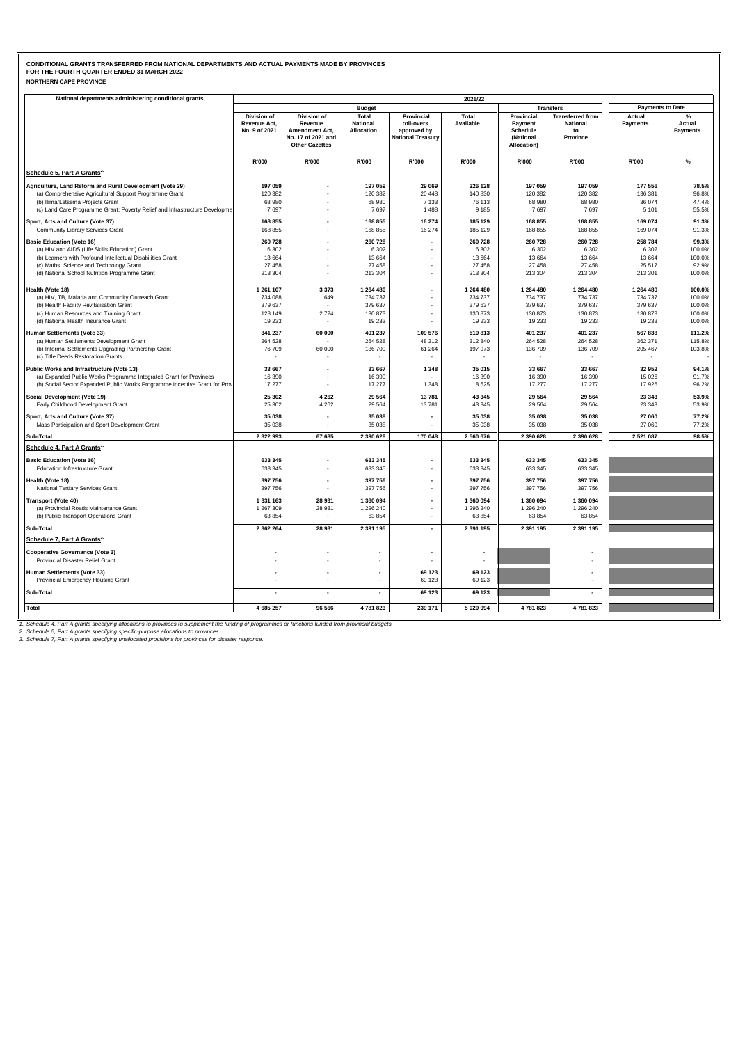**CONDITIONAL GRANTS TRANSFERRED FROM NATIONAL DEPARTMENTS AND ACTUAL PAYMENTS MADE BY PROVINCES**
**FOR THE FOURTH QUARTER ENDED 31 MARCH 2022**
**NORTHERN CAPE PROVINCE**

| National departments administering conditional grants | 2021/22 | | | | | | | | |
|---|---|---|---|---|---|---|---|---|---|
| | Budget | | | | | Transfers | | Payments to Date | |
| | Division of Revenue Act, No. 9 of 2021 | Division of Revenue Amendment Act, No. 17 of 2021 and Other Gazettes | Total National Allocation | Provincial roll-overs approved by National Treasury | Total Available | Provincial Payment Schedule (National Allocation) | Transferred from National to Province | Actual Payments | % Actual Payments |
| | R'000 | R'000 | R'000 | R'000 | R'000 | R'000 | R'000 | R'000 | % |
| **Schedule 5, Part A Grants[2]** | | | | | | | | | |
| **Agriculture, Land Reform and Rural Development (Vote 29)** | **197 059** | **-** | **197 059** | **29 069** | **226 128** | **197 059** | **197 059** | **177 556** | **78.5%** |
| (a) Comprehensive Agricultural Support Programme Grant | 120 382 | - | 120 382 | 20 448 | 140 830 | 120 382 | 120 382 | 136 381 | 96.8% |
| (b) Ilima/Letsema Projects Grant | 68 980 | - | 68 980 | 7 133 | 76 113 | 68 980 | 68 980 | 36 074 | 47.4% |
| (c) Land Care Programme Grant: Poverty Relief and Infrastructure Developme | 7 697 | - | 7 697 | 1 488 | 9 185 | 7 697 | 7 697 | 5 101 | 55.5% |
| **Sport, Arts and Culture (Vote 37)** | **168 855** | **-** | **168 855** | **16 274** | **185 129** | **168 855** | **168 855** | **169 074** | **91.3%** |
| Community Library Services Grant | 168 855 | - | 168 855 | 16 274 | 185 129 | 168 855 | 168 855 | 169 074 | 91.3% |
| **Basic Education (Vote 16)** | **260 728** | **-** | **260 728** | **-** | **260 728** | **260 728** | **260 728** | **258 784** | **99.3%** |
| (a) HIV and AIDS (Life Skills Education) Grant | 6 302 | - | 6 302 | - | 6 302 | 6 302 | 6 302 | 6 302 | 100.0% |
| (b) Learners with Profound Intellectual Disabilities Grant | 13 664 | - | 13 664 | - | 13 664 | 13 664 | 13 664 | 13 664 | 100.0% |
| (c) Maths, Science and Technology Grant | 27 458 | - | 27 458 | - | 27 458 | 27 458 | 27 458 | 25 517 | 92.9% |
| (d) National School Nutrition Programme Grant | 213 304 | - | 213 304 | - | 213 304 | 213 304 | 213 304 | 213 301 | 100.0% |
| **Health (Vote 18)** | **1 261 107** | **3 373** | **1 264 480** | **-** | **1 264 480** | **1 264 480** | **1 264 480** | **1 264 480** | **100.0%** |
| (a) HIV, TB, Malaria and Community Outreach Grant | 734 088 | 649 | 734 737 | - | 734 737 | 734 737 | 734 737 | 734 737 | 100.0% |
| (b) Health Facility Revitalisation Grant | 379 637 | - | 379 637 | - | 379 637 | 379 637 | 379 637 | 379 637 | 100.0% |
| (c) Human Resources and Training Grant | 128 149 | 2 724 | 130 873 | - | 130 873 | 130 873 | 130 873 | 130 873 | 100.0% |
| (d) National Health Insurance Grant | 19 233 | - | 19 233 | - | 19 233 | 19 233 | 19 233 | 19 233 | 100.0% |
| **Human Settlements (Vote 33)** | **341 237** | **60 000** | **401 237** | **109 576** | **510 813** | **401 237** | **401 237** | **567 838** | **111.2%** |
| (a) Human Settlements Development Grant | 264 528 | - | 264 528 | 48 312 | 312 840 | 264 528 | 264 528 | 362 371 | 115.8% |
| (b) Informal Settlements Upgrading Partnership Grant | 76 709 | 60 000 | 136 709 | 61 264 | 197 973 | 136 709 | 136 709 | 205 467 | 103.8% |
| (c) Title Deeds Restoration Grants | - | - | - | - | - | - | - | - | - |
| **Public Works and Infrastructure (Vote 13)** | **33 667** | **-** | **33 667** | **1 348** | **35 015** | **33 667** | **33 667** | **32 952** | **94.1%** |
| (a) Expanded Public Works Programme Integrated Grant for Provinces | 16 390 | - | 16 390 | - | 16 390 | 16 390 | 16 390 | 15 026 | 91.7% |
| (b) Social Sector Expanded Public Works Programme Incentive Grant for Prov | 17 277 | - | 17 277 | 1 348 | 18 625 | 17 277 | 17 277 | 17 926 | 96.2% |
| **Social Development (Vote 19)** | **25 302** | **4 262** | **29 564** | **13 781** | **43 345** | **29 564** | **29 564** | **23 343** | **53.9%** |
| Early Childhood Development Grant | 25 302 | 4 262 | 29 564 | 13 781 | 43 345 | 29 564 | 29 564 | 23 343 | 53.9% |
| **Sport, Arts and Culture (Vote 37)** | **35 038** | **-** | **35 038** | **-** | **35 038** | **35 038** | **35 038** | **27 060** | **77.2%** |
| Mass Participation and Sport Development Grant | 35 038 | - | 35 038 | - | 35 038 | 35 038 | 35 038 | 27 060 | 77.2% |
| **Sub-Total** | **2 322 993** | **67 635** | **2 390 628** | **170 048** | **2 560 676** | **2 390 628** | **2 390 628** | **2 521 087** | **98.5%** |
| **Schedule 4, Part A Grants[1]** | | | | | | | | | |
| **Basic Education (Vote 16)** | **633 345** | **-** | **633 345** | **-** | **633 345** | **633 345** | **633 345** | | |
| Education Infrastructure Grant | 633 345 | - | 633 345 | - | 633 345 | 633 345 | 633 345 | | |
| **Health (Vote 18)** | **397 756** | **-** | **397 756** | **-** | **397 756** | **397 756** | **397 756** | | |
| National Tertiary Services Grant | 397 756 | - | 397 756 | - | 397 756 | 397 756 | 397 756 | | |
| **Transport (Vote 40)** | **1 331 163** | **28 931** | **1 360 094** | **-** | **1 360 094** | **1 360 094** | **1 360 094** | | |
| (a) Provincial Roads Maintenance Grant | 1 267 309 | 28 931 | 1 296 240 | - | 1 296 240 | 1 296 240 | 1 296 240 | | |
| (b) Public Transport Operations Grant | 63 854 | - | 63 854 | - | 63 854 | 63 854 | 63 854 | | |
| **Sub-Total** | **2 362 264** | **28 931** | **2 391 195** | **-** | **2 391 195** | **2 391 195** | **2 391 195** | | |
| **Schedule 7, Part A Grants[3]** | | | | | | | | | |
| **Cooperative Governance (Vote 3)** | **-** | **-** | **-** | **-** | **-** | | **-** | | |
| Provincial Disaster Relief Grant | - | - | - | - | - | | - | | |
| **Human Settlements (Vote 33)** | **-** | **-** | **-** | **69 123** | **69 123** | | **-** | | |
| Provincial Emergency Housing Grant | - | - | - | 69 123 | 69 123 | | - | | |
| **Sub-Total** | **-** | **-** | **-** | **69 123** | **69 123** | | **-** | | |
| **Total** | **4 685 257** | **96 566** | **4 781 823** | **239 171** | **5 020 994** | **4 781 823** | **4 781 823** | | |

*1. Schedule 4, Part A grants specifying allocations to provinces to supplement the funding of programmes or functions funded from provincial budgets.*
*2. Schedule 5, Part A grants specifying specific-purpose allocations to provinces.*
*3. Schedule 7, Part A grants specifying unallocated provisions for provinces for disaster response.*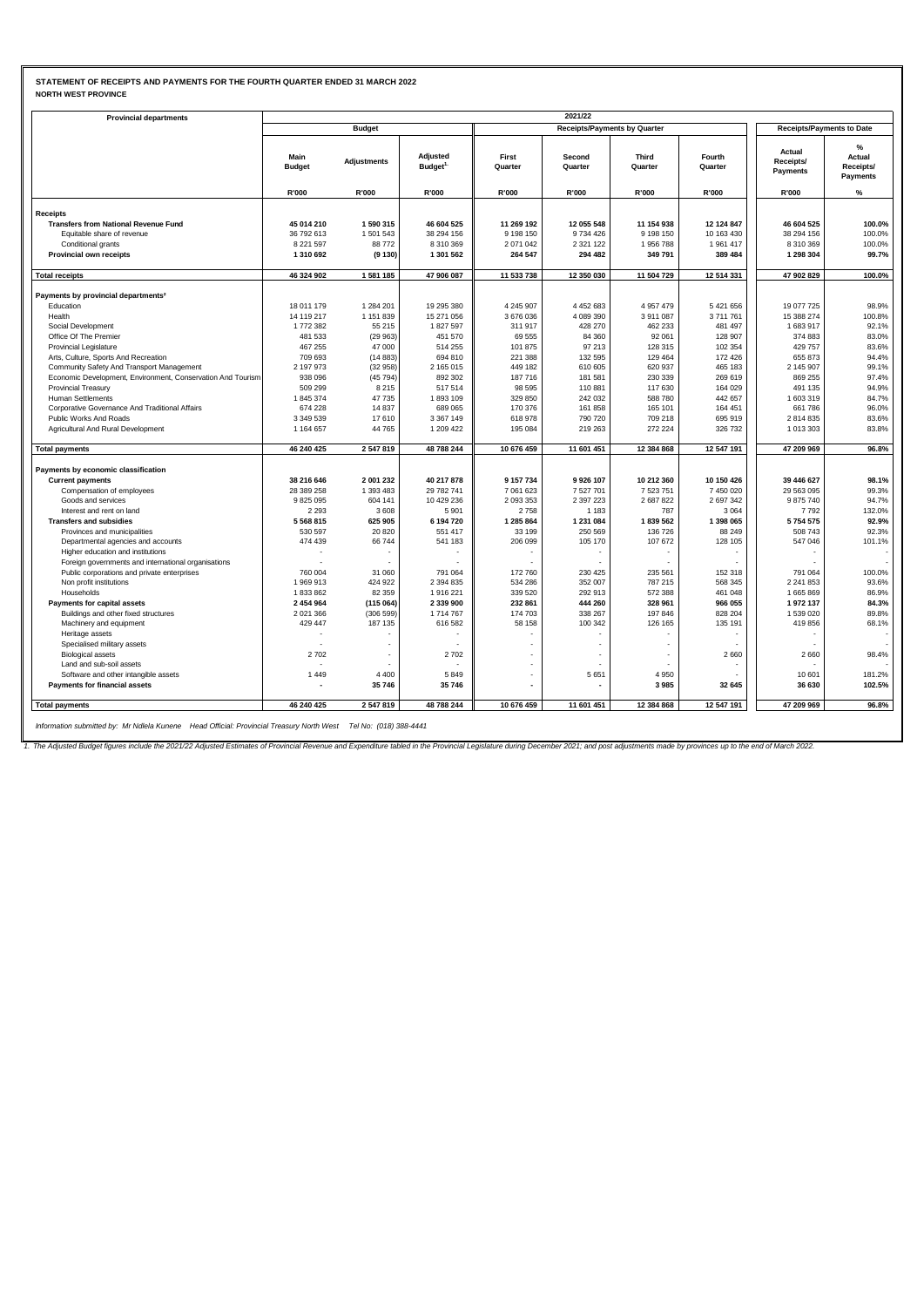**STATEMENT OF RECEIPTS AND PAYMENTS FOR THE FOURTH QUARTER ENDED 31 MARCH 2022**

**NORTH WEST PROVINCE**

| Provincial departments | 2021/22 | | | | | | | | |
|---|---|---|---|---|---|---|---|---|---|
| | Budget | | | Receipts/Payments by Quarter | | | | Receipts/Payments to Date | |
| | Main Budget | Adjustments | Adjusted Budget[1] | First Quarter | Second Quarter | Third Quarter | Fourth Quarter | Actual Receipts/ Payments | % Actual Receipts/ Payments |
| | R'000 | R'000 | R'000 | R'000 | R'000 | R'000 | R'000 | R'000 | % |
| **Receipts** | | | | | | | | | |
| **Transfers from National Revenue Fund** | **45 014 210** | **1 590 315** | **46 604 525** | **11 269 192** | **12 055 548** | **11 154 938** | **12 124 847** | **46 604 525** | **100.0%** |
| Equitable share of revenue | 36 792 613 | 1 501 543 | 38 294 156 | 9 198 150 | 9 734 426 | 9 198 150 | 10 163 430 | 38 294 156 | 100.0% |
| Conditional grants | 8 221 597 | 88 772 | 8 310 369 | 2 071 042 | 2 321 122 | 1 956 788 | 1 961 417 | 8 310 369 | 100.0% |
| **Provincial own receipts** | **1 310 692** | **(9 130)** | **1 301 562** | **264 547** | **294 482** | **349 791** | **389 484** | **1 298 304** | **99.7%** |
| **Total receipts** | **46 324 902** | **1 581 185** | **47 906 087** | **11 533 738** | **12 350 030** | **11 504 729** | **12 514 331** | **47 902 829** | **100.0%** |
| **Payments by provincial departments²** | | | | | | | | | |
| Education | 18 011 179 | 1 284 201 | 19 295 380 | 4 245 907 | 4 452 683 | 4 957 479 | 5 421 656 | 19 077 725 | 98.9% |
| Health | 14 119 217 | 1 151 839 | 15 271 056 | 3 676 036 | 4 089 390 | 3 911 087 | 3 711 761 | 15 388 274 | 100.8% |
| Social Development | 1 772 382 | 55 215 | 1 827 597 | 311 917 | 428 270 | 462 233 | 481 497 | 1 683 917 | 92.1% |
| Office Of The Premier | 481 533 | (29 963) | 451 570 | 69 555 | 84 360 | 92 061 | 128 907 | 374 883 | 83.0% |
| Provincial Legislature | 467 255 | 47 000 | 514 255 | 101 875 | 97 213 | 128 315 | 102 354 | 429 757 | 83.6% |
| Arts, Culture, Sports And Recreation | 709 693 | (14 883) | 694 810 | 221 388 | 132 595 | 129 464 | 172 426 | 655 873 | 94.4% |
| Community Safety And Transport Management | 2 197 973 | (32 958) | 2 165 015 | 449 182 | 610 605 | 620 937 | 465 183 | 2 145 907 | 99.1% |
| Economic Development, Environment, Conservation And Tourism | 938 096 | (45 794) | 892 302 | 187 716 | 181 581 | 230 339 | 269 619 | 869 255 | 97.4% |
| Provincial Treasury | 509 299 | 8 215 | 517 514 | 98 595 | 110 881 | 117 630 | 164 029 | 491 135 | 94.9% |
| Human Settlements | 1 845 374 | 47 735 | 1 893 109 | 329 850 | 242 032 | 588 780 | 442 657 | 1 603 319 | 84.7% |
| Corporative Governance And Traditional Affairs | 674 228 | 14 837 | 689 065 | 170 376 | 161 858 | 165 101 | 164 451 | 661 786 | 96.0% |
| Public Works And Roads | 3 349 539 | 17 610 | 3 367 149 | 618 978 | 790 720 | 709 218 | 695 919 | 2 814 835 | 83.6% |
| Agricultural And Rural Development | 1 164 657 | 44 765 | 1 209 422 | 195 084 | 219 263 | 272 224 | 326 732 | 1 013 303 | 83.8% |
| **Total payments** | **46 240 425** | **2 547 819** | **48 788 244** | **10 676 459** | **11 601 451** | **12 384 868** | **12 547 191** | **47 209 969** | **96.8%** |
| **Payments by economic classification** | | | | | | | | | |
| **Current payments** | **38 216 646** | **2 001 232** | **40 217 878** | **9 157 734** | **9 926 107** | **10 212 360** | **10 150 426** | **39 446 627** | **98.1%** |
| Compensation of employees | 28 389 258 | 1 393 483 | 29 782 741 | 7 061 623 | 7 527 701 | 7 523 751 | 7 450 020 | 29 563 095 | 99.3% |
| Goods and services | 9 825 095 | 604 141 | 10 429 236 | 2 093 353 | 2 397 223 | 2 687 822 | 2 697 342 | 9 875 740 | 94.7% |
| Interest and rent on land | 2 293 | 3 608 | 5 901 | 2 758 | 1 183 | 787 | 3 064 | 7 792 | 132.0% |
| **Transfers and subsidies** | **5 568 815** | **625 905** | **6 194 720** | **1 285 864** | **1 231 084** | **1 839 562** | **1 398 065** | **5 754 575** | **92.9%** |
| Provinces and municipalities | 530 597 | 20 820 | 551 417 | 33 199 | 250 569 | 136 726 | 88 249 | 508 743 | 92.3% |
| Departmental agencies and accounts | 474 439 | 66 744 | 541 183 | 206 099 | 105 170 | 107 672 | 128 105 | 547 046 | 101.1% |
| Higher education and institutions | - | - | - | - | - | - | - | - | - |
| Foreign governments and international organisations | - | - | - | - | - | - | - | - | - |
| Public corporations and private enterprises | 760 004 | 31 060 | 791 064 | 172 760 | 230 425 | 235 561 | 152 318 | 791 064 | 100.0% |
| Non profit institutions | 1 969 913 | 424 922 | 2 394 835 | 534 286 | 352 007 | 787 215 | 568 345 | 2 241 853 | 93.6% |
| Households | 1 833 862 | 82 359 | 1 916 221 | 339 520 | 292 913 | 572 388 | 461 048 | 1 665 869 | 86.9% |
| **Payments for capital assets** | **2 454 964** | **(115 064)** | **2 339 900** | **232 861** | **444 260** | **328 961** | **966 055** | **1 972 137** | **84.3%** |
| Buildings and other fixed structures | 2 021 366 | (306 599) | 1 714 767 | 174 703 | 338 267 | 197 846 | 828 204 | 1 539 020 | 89.8% |
| Machinery and equipment | 429 447 | 187 135 | 616 582 | 58 158 | 100 342 | 126 165 | 135 191 | 419 856 | 68.1% |
| Heritage assets | - | - | - | - | - | - | - | - | - |
| Specialised military assets | - | - | - | - | - | - | - | - | - |
| Biological assets | 2 702 | - | 2 702 | - | - | - | 2 660 | 2 660 | 98.4% |
| Land and sub-soil assets | - | - | - | - | - | - | - | - | - |
| Software and other intangible assets | 1 449 | 4 400 | 5 849 | - | 5 651 | 4 950 | - | 10 601 | 181.2% |
| **Payments for financial assets** | **-** | **35 746** | **35 746** | **-** | **-** | **3 985** | **32 645** | **36 630** | **102.5%** |
| **Total payments** | **46 240 425** | **2 547 819** | **48 788 244** | **10 676 459** | **11 601 451** | **12 384 868** | **12 547 191** | **47 209 969** | **96.8%** |

*Information submitted by: Mr Ndlela Kunene Head Official: Provincial Treasury North West Tel No: (018) 388-4441*

*1. The Adjusted Budget figures include the 2021/22 Adjusted Estimates of Provincial Revenue and Expenditure tabled in the Provincial Legislature during December 2021; and post adjustments made by provinces up to the end of March 2022.*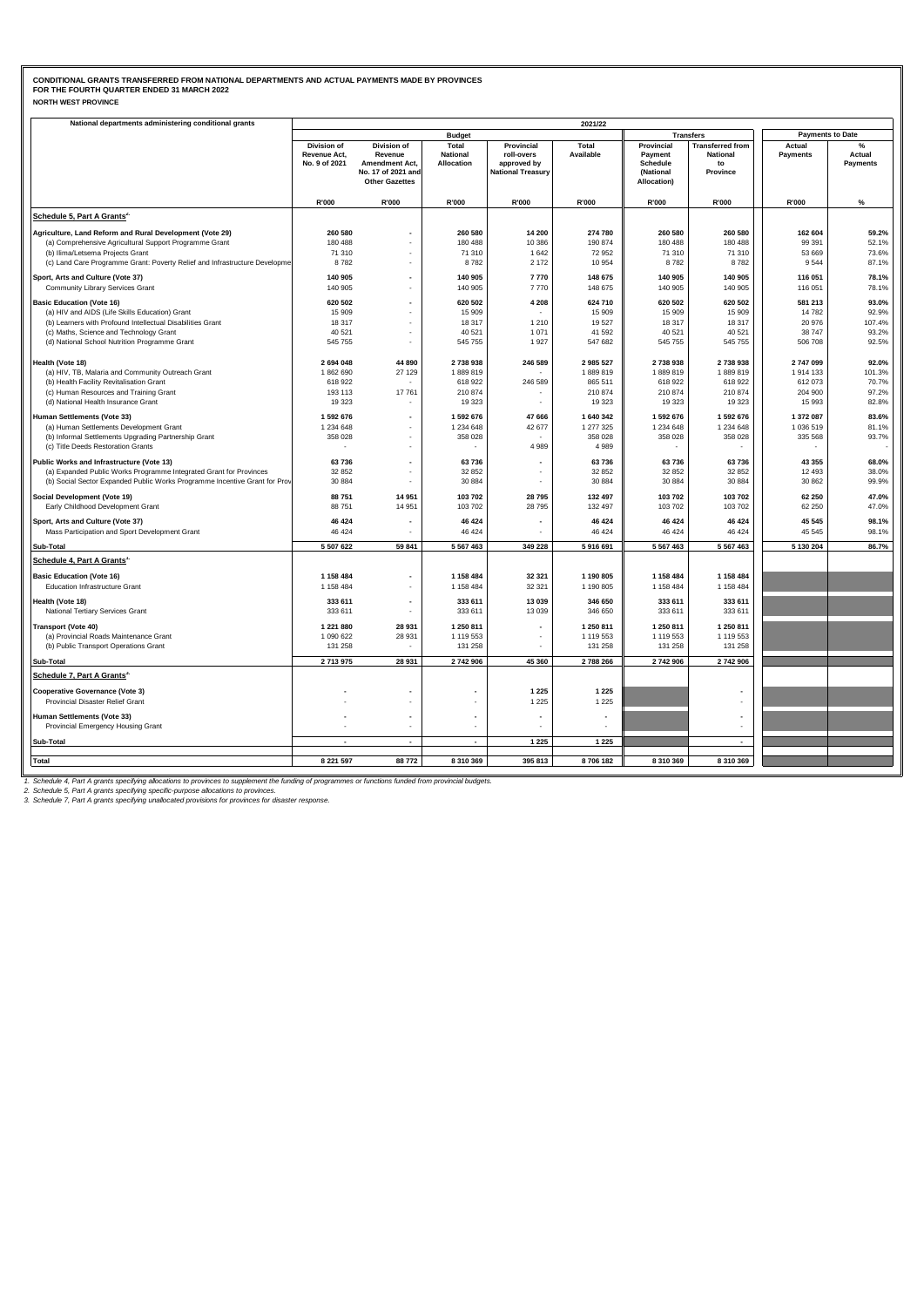**CONDITIONAL GRANTS TRANSFERRED FROM NATIONAL DEPARTMENTS AND ACTUAL PAYMENTS MADE BY PROVINCES**
**FOR THE FOURTH QUARTER ENDED 31 MARCH 2022**
**NORTH WEST PROVINCE**

| National departments administering conditional grants | 2021/22 | | | | | | | | |
|---|---|---|---|---|---|---|---|---|---|
| | Budget | | | | | Transfers | | Payments to Date | |
| | Division of Revenue Act, No. 9 of 2021 | Division of Revenue Amendment Act, No. 17 of 2021 and Other Gazettes | Total National Allocation | Provincial roll-overs approved by National Treasury | Total Available | Provincial Payment Schedule (National Allocation) | Transferred from National to Province | Actual Payments | % Actual Payments |
| | R'000 | R'000 | R'000 | R'000 | R'000 | R'000 | R'000 | R'000 | % |
| **Schedule 5, Part A Grants[2]** | | | | | | | | | |
| **Agriculture, Land Reform and Rural Development (Vote 29)** | **260 580** | **-** | **260 580** | **14 200** | **274 780** | **260 580** | **260 580** | **162 604** | **59.2%** |
| (a) Comprehensive Agricultural Support Programme Grant | 180 488 | - | 180 488 | 10 386 | 190 874 | 180 488 | 180 488 | 99 391 | 52.1% |
| (b) Ilima/Letsema Projects Grant | 71 310 | - | 71 310 | 1 642 | 72 952 | 71 310 | 71 310 | 53 669 | 73.6% |
| (c) Land Care Programme Grant: Poverty Relief and Infrastructure Developme | 8 782 | - | 8 782 | 2 172 | 10 954 | 8 782 | 8 782 | 9 544 | 87.1% |
| **Sport, Arts and Culture (Vote 37)** | **140 905** | **-** | **140 905** | **7 770** | **148 675** | **140 905** | **140 905** | **116 051** | **78.1%** |
| Community Library Services Grant | 140 905 | - | 140 905 | 7 770 | 148 675 | 140 905 | 140 905 | 116 051 | 78.1% |
| **Basic Education (Vote 16)** | **620 502** | **-** | **620 502** | **4 208** | **624 710** | **620 502** | **620 502** | **581 213** | **93.0%** |
| (a) HIV and AIDS (Life Skills Education) Grant | 15 909 | - | 15 909 | - | 15 909 | 15 909 | 15 909 | 14 782 | 92.9% |
| (b) Learners with Profound Intellectual Disabilities Grant | 18 317 | - | 18 317 | 1 210 | 19 527 | 18 317 | 18 317 | 20 976 | 107.4% |
| (c) Maths, Science and Technology Grant | 40 521 | - | 40 521 | 1 071 | 41 592 | 40 521 | 40 521 | 38 747 | 93.2% |
| (d) National School Nutrition Programme Grant | 545 755 | - | 545 755 | 1 927 | 547 682 | 545 755 | 545 755 | 506 708 | 92.5% |
| **Health (Vote 18)** | **2 694 048** | **44 890** | **2 738 938** | **246 589** | **2 985 527** | **2 738 938** | **2 738 938** | **2 747 099** | **92.0%** |
| (a) HIV, TB, Malaria and Community Outreach Grant | 1 862 690 | 27 129 | 1 889 819 | - | 1 889 819 | 1 889 819 | 1 889 819 | 1 914 133 | 101.3% |
| (b) Health Facility Revitalisation Grant | 618 922 | - | 618 922 | 246 589 | 865 511 | 618 922 | 618 922 | 612 073 | 70.7% |
| (c) Human Resources and Training Grant | 193 113 | 17 761 | 210 874 | - | 210 874 | 210 874 | 210 874 | 204 900 | 97.2% |
| (d) National Health Insurance Grant | 19 323 | - | 19 323 | - | 19 323 | 19 323 | 19 323 | 15 993 | 82.8% |
| **Human Settlements (Vote 33)** | **1 592 676** | **-** | **1 592 676** | **47 666** | **1 640 342** | **1 592 676** | **1 592 676** | **1 372 087** | **83.6%** |
| (a) Human Settlements Development Grant | 1 234 648 | - | 1 234 648 | 42 677 | 1 277 325 | 1 234 648 | 1 234 648 | 1 036 519 | 81.1% |
| (b) Informal Settlements Upgrading Partnership Grant | 358 028 | - | 358 028 | - | 358 028 | 358 028 | 358 028 | 335 568 | 93.7% |
| (c) Title Deeds Restoration Grants | - | - | - | 4 989 | 4 989 | - | - | - | - |
| **Public Works and Infrastructure (Vote 13)** | **63 736** | **-** | **63 736** | **-** | **63 736** | **63 736** | **63 736** | **43 355** | **68.0%** |
| (a) Expanded Public Works Programme Integrated Grant for Provinces | 32 852 | - | 32 852 | - | 32 852 | 32 852 | 32 852 | 12 493 | 38.0% |
| (b) Social Sector Expanded Public Works Programme Incentive Grant for Prov | 30 884 | - | 30 884 | - | 30 884 | 30 884 | 30 884 | 30 862 | 99.9% |
| **Social Development (Vote 19)** | **88 751** | **14 951** | **103 702** | **28 795** | **132 497** | **103 702** | **103 702** | **62 250** | **47.0%** |
| Early Childhood Development Grant | 88 751 | 14 951 | 103 702 | 28 795 | 132 497 | 103 702 | 103 702 | 62 250 | 47.0% |
| **Sport, Arts and Culture (Vote 37)** | **46 424** | **-** | **46 424** | **-** | **46 424** | **46 424** | **46 424** | **45 545** | **98.1%** |
| Mass Participation and Sport Development Grant | 46 424 | - | 46 424 | - | 46 424 | 46 424 | 46 424 | 45 545 | 98.1% |
| **Sub-Total** | **5 507 622** | **59 841** | **5 567 463** | **349 228** | **5 916 691** | **5 567 463** | **5 567 463** | **5 130 204** | **86.7%** |
| **Schedule 4, Part A Grants[1]** | | | | | | | | | |
| **Basic Education (Vote 16)** | **1 158 484** | **-** | **1 158 484** | **32 321** | **1 190 805** | **1 158 484** | **1 158 484** | | |
| Education Infrastructure Grant | 1 158 484 | - | 1 158 484 | 32 321 | 1 190 805 | 1 158 484 | 1 158 484 | | |
| **Health (Vote 18)** | **333 611** | **-** | **333 611** | **13 039** | **346 650** | **333 611** | **333 611** | | |
| National Tertiary Services Grant | 333 611 | - | 333 611 | 13 039 | 346 650 | 333 611 | 333 611 | | |
| **Transport (Vote 40)** | **1 221 880** | **28 931** | **1 250 811** | **-** | **1 250 811** | **1 250 811** | **1 250 811** | | |
| (a) Provincial Roads Maintenance Grant | 1 090 622 | 28 931 | 1 119 553 | - | 1 119 553 | 1 119 553 | 1 119 553 | | |
| (b) Public Transport Operations Grant | 131 258 | - | 131 258 | - | 131 258 | 131 258 | 131 258 | | |
| **Sub-Total** | **2 713 975** | **28 931** | **2 742 906** | **45 360** | **2 788 266** | **2 742 906** | **2 742 906** | | |
| **Schedule 7, Part A Grants[3]** | | | | | | | | | |
| **Cooperative Governance (Vote 3)** | **-** | **-** | **-** | **1 225** | **1 225** | | **-** | | |
| Provincial Disaster Relief Grant | - | - | - | 1 225 | 1 225 | | - | | |
| **Human Settlements (Vote 33)** | **-** | **-** | **-** | **-** | **-** | | **-** | | |
| Provincial Emergency Housing Grant | - | - | - | - | - | | - | | |
| **Sub-Total** | **-** | **-** | **-** | **1 225** | **1 225** | | **-** | | |
| **Total** | **8 221 597** | **88 772** | **8 310 369** | **395 813** | **8 706 182** | **8 310 369** | **8 310 369** | | |

*1. Schedule 4, Part A grants specifying allocations to provinces to supplement the funding of programmes or functions funded from provincial budgets.*
*2. Schedule 5, Part A grants specifying specific-purpose allocations to provinces.*
*3. Schedule 7, Part A grants specifying unallocated provisions for provinces for disaster response.*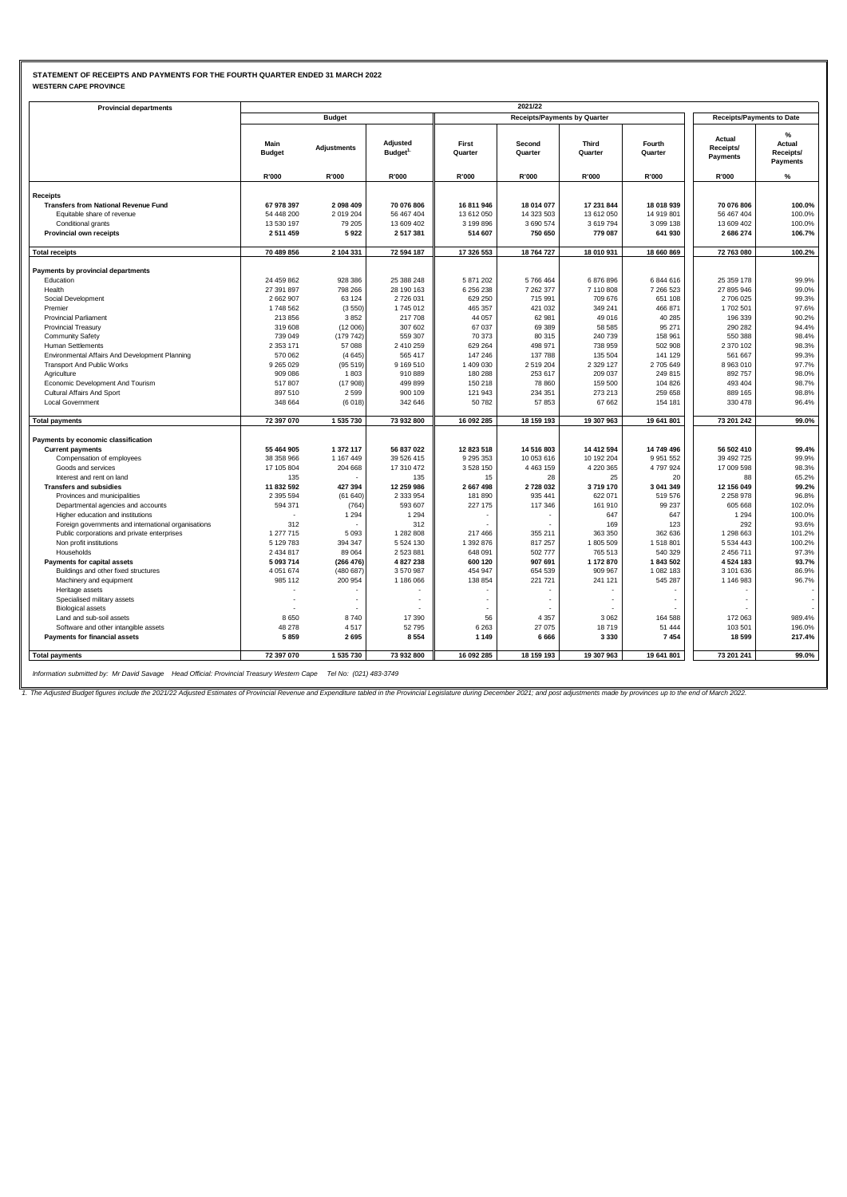**STATEMENT OF RECEIPTS AND PAYMENTS FOR THE FOURTH QUARTER ENDED 31 MARCH 2022**
**WESTERN CAPE PROVINCE**

| Provincial departments | 2021/22 | | | | | | | | |
|---|---|---|---|---|---|---|---|---|---|
| | Budget | | | Receipts/Payments by Quarter | | | | Receipts/Payments to Date | |
| | Main Budget | Adjustments | Adjusted Budget[1] | First Quarter | Second Quarter | Third Quarter | Fourth Quarter | Actual Receipts/ Payments | % Actual Receipts/ Payments |
| | R'000 | R'000 | R'000 | R'000 | R'000 | R'000 | R'000 | R'000 | % |
| **Receipts** | | | | | | | | | |
| **Transfers from National Revenue Fund** | **67 978 397** | **2 098 409** | **70 076 806** | **16 811 946** | **18 014 077** | **17 231 844** | **18 018 939** | **70 076 806** | **100.0%** |
| Equitable share of revenue | 54 448 200 | 2 019 204 | 56 467 404 | 13 612 050 | 14 323 503 | 13 612 050 | 14 919 801 | 56 467 404 | 100.0% |
| Conditional grants | 13 530 197 | 79 205 | 13 609 402 | 3 199 896 | 3 690 574 | 3 619 794 | 3 099 138 | 13 609 402 | 100.0% |
| **Provincial own receipts** | **2 511 459** | **5 922** | **2 517 381** | **514 607** | **750 650** | **779 087** | **641 930** | **2 686 274** | **106.7%** |
| **Total receipts** | **70 489 856** | **2 104 331** | **72 594 187** | **17 326 553** | **18 764 727** | **18 010 931** | **18 660 869** | **72 763 080** | **100.2%** |
| **Payments by provincial departments** | | | | | | | | | |
| Education | 24 459 862 | 928 386 | 25 388 248 | 5 871 202 | 5 766 464 | 6 876 896 | 6 844 616 | 25 359 178 | 99.9% |
| Health | 27 391 897 | 798 266 | 28 190 163 | 6 256 238 | 7 262 377 | 7 110 808 | 7 266 523 | 27 895 946 | 99.0% |
| Social Development | 2 662 907 | 63 124 | 2 726 031 | 629 250 | 715 991 | 709 676 | 651 108 | 2 706 025 | 99.3% |
| Premier | 1 748 562 | (3 550) | 1 745 012 | 465 357 | 421 032 | 349 241 | 466 871 | 1 702 501 | 97.6% |
| Provincial Parliament | 213 856 | 3 852 | 217 708 | 44 057 | 62 981 | 49 016 | 40 285 | 196 339 | 90.2% |
| Provincial Treasury | 319 608 | (12 006) | 307 602 | 67 037 | 69 389 | 58 585 | 95 271 | 290 282 | 94.4% |
| Community Safety | 739 049 | (179 742) | 559 307 | 70 373 | 80 315 | 240 739 | 158 961 | 550 388 | 98.4% |
| Human Settlements | 2 353 171 | 57 088 | 2 410 259 | 629 264 | 498 971 | 738 959 | 502 908 | 2 370 102 | 98.3% |
| Environmental Affairs And Development Planning | 570 062 | (4 645) | 565 417 | 147 246 | 137 788 | 135 504 | 141 129 | 561 667 | 99.3% |
| Transport And Public Works | 9 265 029 | (95 519) | 9 169 510 | 1 409 030 | 2 519 204 | 2 329 127 | 2 705 649 | 8 963 010 | 97.7% |
| Agriculture | 909 086 | 1 803 | 910 889 | 180 288 | 253 617 | 209 037 | 249 815 | 892 757 | 98.0% |
| Economic Development And Tourism | 517 807 | (17 908) | 499 899 | 150 218 | 78 860 | 159 500 | 104 826 | 493 404 | 98.7% |
| Cultural Affairs And Sport | 897 510 | 2 599 | 900 109 | 121 943 | 234 351 | 273 213 | 259 658 | 889 165 | 98.8% |
| Local Government | 348 664 | (6 018) | 342 646 | 50 782 | 57 853 | 67 662 | 154 181 | 330 478 | 96.4% |
| **Total payments** | **72 397 070** | **1 535 730** | **73 932 800** | **16 092 285** | **18 159 193** | **19 307 963** | **19 641 801** | **73 201 242** | **99.0%** |
| **Payments by economic classification** | | | | | | | | | |
| **Current payments** | **55 464 905** | **1 372 117** | **56 837 022** | **12 823 518** | **14 516 803** | **14 412 594** | **14 749 496** | **56 502 410** | **99.4%** |
| Compensation of employees | 38 358 966 | 1 167 449 | 39 526 415 | 9 295 353 | 10 053 616 | 10 192 204 | 9 951 552 | 39 492 725 | 99.9% |
| Goods and services | 17 105 804 | 204 668 | 17 310 472 | 3 528 150 | 4 463 159 | 4 220 365 | 4 797 924 | 17 009 598 | 98.3% |
| Interest and rent on land | 135 | - | 135 | 15 | 28 | 25 | 20 | 88 | 65.2% |
| **Transfers and subsidies** | **11 832 592** | **427 394** | **12 259 986** | **2 667 498** | **2 728 032** | **3 719 170** | **3 041 349** | **12 156 049** | **99.2%** |
| Provinces and municipalities | 2 395 594 | (61 640) | 2 333 954 | 181 890 | 935 441 | 622 071 | 519 576 | 2 258 978 | 96.8% |
| Departmental agencies and accounts | 594 371 | (764) | 593 607 | 227 175 | 117 346 | 161 910 | 99 237 | 605 668 | 102.0% |
| Higher education and institutions | - | 1 294 | 1 294 | - | - | 647 | 647 | 1 294 | 100.0% |
| Foreign governments and international organisations | 312 | - | 312 | - | - | 169 | 123 | 292 | 93.6% |
| Public corporations and private enterprises | 1 277 715 | 5 093 | 1 282 808 | 217 466 | 355 211 | 363 350 | 362 636 | 1 298 663 | 101.2% |
| Non profit institutions | 5 129 783 | 394 347 | 5 524 130 | 1 392 876 | 817 257 | 1 805 509 | 1 518 801 | 5 534 443 | 100.2% |
| Households | 2 434 817 | 89 064 | 2 523 881 | 648 091 | 502 777 | 765 513 | 540 329 | 2 456 711 | 97.3% |
| **Payments for capital assets** | **5 093 714** | **(266 476)** | **4 827 238** | **600 120** | **907 691** | **1 172 870** | **1 843 502** | **4 524 183** | **93.7%** |
| Buildings and other fixed structures | 4 051 674 | (480 687) | 3 570 987 | 454 947 | 654 539 | 909 967 | 1 082 183 | 3 101 636 | 86.9% |
| Machinery and equipment | 985 112 | 200 954 | 1 186 066 | 138 854 | 221 721 | 241 121 | 545 287 | 1 146 983 | 96.7% |
| Heritage assets | - | - | - | - | - | - | - | - | - |
| Specialised military assets | - | - | - | - | - | - | - | - | - |
| Biological assets | - | - | - | - | - | - | - | - | - |
| Land and sub-soil assets | 8 650 | 8 740 | 17 390 | 56 | 4 357 | 3 062 | 164 588 | 172 063 | 989.4% |
| Software and other intangible assets | 48 278 | 4 517 | 52 795 | 6 263 | 27 075 | 18 719 | 51 444 | 103 501 | 196.0% |
| **Payments for financial assets** | **5 859** | **2 695** | **8 554** | **1 149** | **6 666** | **3 330** | **7 454** | **18 599** | **217.4%** |
| **Total payments** | **72 397 070** | **1 535 730** | **73 932 800** | **16 092 285** | **18 159 193** | **19 307 963** | **19 641 801** | **73 201 241** | **99.0%** |

*Information submitted by: Mr David Savage Head Official: Provincial Treasury Western Cape Tel No: (021) 483-3749*

*1. The Adjusted Budget figures include the 2021/22 Adjusted Estimates of Provincial Revenue and Expenditure tabled in the Provincial Legislature during December 2021; and post adjustments made by provinces up to the end of March 2022.*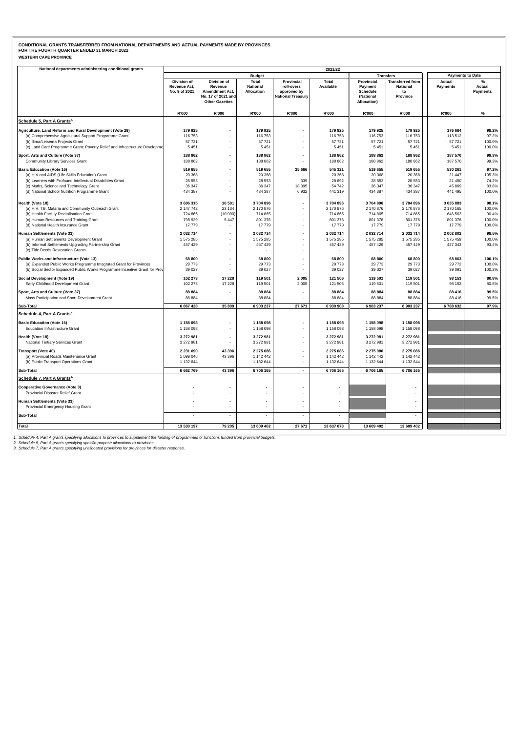**CONDITIONAL GRANTS TRANSFERRED FROM NATIONAL DEPARTMENTS AND ACTUAL PAYMENTS MADE BY PROVINCES**
**FOR THE FOURTH QUARTER ENDED 31 MARCH 2022**
**WESTERN CAPE PROVINCE**

| National departments administering conditional grants | 2021/22 | | | | | | | | |
|---|---|---|---|---|---|---|---|---|---|
| | Budget | | | | | Transfers | | Payments to Date | |
| | Division of Revenue Act, No. 9 of 2021 | Division of Revenue Amendment Act, No. 17 of 2021 and Other Gazettes | Total National Allocation | Provincial roll-overs approved by National Treasury | Total Available | Provincial Payment Schedule (National Allocation) | Transferred from National to Province | Actual Payments | % Actual Payments |
| | R'000 | R'000 | R'000 | R'000 | R'000 | R'000 | R'000 | R'000 | % |
| **Schedule 5, Part A Grants[2]** | | | | | | | | | |
| **Agriculture, Land Reform and Rural Development (Vote 29)** | **179 925** | **-** | **179 925** | **-** | **179 925** | **179 925** | **179 925** | **176 684** | **98.2%** |
| (a) Comprehensive Agricultural Support Programme Grant | 116 753 | - | 116 753 | - | 116 753 | 116 753 | 116 753 | 113 512 | 97.2% |
| (b) Ilima/Letsema Projects Grant | 57 721 | - | 57 721 | - | 57 721 | 57 721 | 57 721 | 57 721 | 100.0% |
| (c) Land Care Programme Grant: Poverty Relief and Infrastructure Developme | 5 451 | - | 5 451 | - | 5 451 | 5 451 | 5 451 | 5 451 | 100.0% |
| **Sport, Arts and Culture (Vote 37)** | **188 862** | **-** | **188 862** | **-** | **188 862** | **188 862** | **188 862** | **187 570** | **99.3%** |
| Community Library Services Grant | 188 862 | - | 188 862 | - | 188 862 | 188 862 | 188 862 | 187 570 | 99.3% |
| **Basic Education (Vote 16)** | **519 655** | **-** | **519 655** | **25 666** | **545 321** | **519 655** | **519 655** | **530 261** | **97.2%** |
| (a) HIV and AIDS (Life Skills Education) Grant | 20 368 | - | 20 368 | - | 20 368 | 20 368 | 20 368 | 21 447 | 105.3% |
| (b) Learners with Profound Intellectual Disabilities Grant | 28 553 | - | 28 553 | 339 | 28 892 | 28 553 | 28 553 | 21 450 | 74.2% |
| (c) Maths, Science and Technology Grant | 36 347 | - | 36 347 | 18 395 | 54 742 | 36 347 | 36 347 | 45 869 | 83.8% |
| (d) National School Nutrition Programme Grant | 434 387 | - | 434 387 | 6 932 | 441 319 | 434 387 | 434 387 | 441 495 | 100.0% |
| **Health (Vote 18)** | **3 686 315** | **18 581** | **3 704 896** | **-** | **3 704 896** | **3 704 896** | **3 704 896** | **3 635 883** | **98.1%** |
| (a) HIV, TB, Malaria and Community Outreach Grant | 2 147 742 | 23 134 | 2 170 876 | - | 2 170 876 | 2 170 876 | 2 170 876 | 2 170 165 | 100.0% |
| (b) Health Facility Revitalisation Grant | 724 865 | (10 000) | 714 865 | - | 714 865 | 714 865 | 714 865 | 646 563 | 90.4% |
| (c) Human Resources and Training Grant | 795 929 | 5 447 | 801 376 | - | 801 376 | 801 376 | 801 376 | 801 376 | 100.0% |
| (d) National Health Insurance Grant | 17 779 | - | 17 779 | - | 17 779 | 17 779 | 17 779 | 17 779 | 100.0% |
| **Human Settlements (Vote 33)** | **2 032 714** | **-** | **2 032 714** | **-** | **2 032 714** | **2 032 714** | **2 032 714** | **2 002 802** | **98.5%** |
| (a) Human Settlements Development Grant | 1 575 285 | - | 1 575 285 | - | 1 575 285 | 1 575 285 | 1 575 285 | 1 575 459 | 100.0% |
| (b) Informal Settlements Upgrading Partnership Grant | 457 429 | - | 457 429 | - | 457 429 | 457 429 | 457 429 | 427 343 | 93.4% |
| (c) Title Deeds Restoration Grants | - | - | - | - | - | - | - | - | - |
| **Public Works and Infrastructure (Vote 13)** | **68 800** | **-** | **68 800** | **-** | **68 800** | **68 800** | **68 800** | **68 863** | **100.1%** |
| (a) Expanded Public Works Programme Integrated Grant for Provinces | 29 773 | - | 29 773 | - | 29 773 | 29 773 | 29 773 | 29 772 | 100.0% |
| (b) Social Sector Expanded Public Works Programme Incentive Grant for Prov | 39 027 | - | 39 027 | - | 39 027 | 39 027 | 39 027 | 39 091 | 100.2% |
| **Social Development (Vote 19)** | **102 273** | **17 228** | **119 501** | **2 005** | **121 506** | **119 501** | **119 501** | **98 153** | **80.8%** |
| Early Childhood Development Grant | 102 273 | 17 228 | 119 501 | 2 005 | 121 506 | 119 501 | 119 501 | 98 153 | 80.8% |
| **Sport, Arts and Culture (Vote 37)** | **88 884** | **-** | **88 884** | **-** | **88 884** | **88 884** | **88 884** | **88 416** | **99.5%** |
| Mass Participation and Sport Development Grant | 88 884 | - | 88 884 | - | 88 884 | 88 884 | 88 884 | 88 416 | 99.5% |
| **Sub-Total** | **6 867 428** | **35 809** | **6 903 237** | **27 671** | **6 930 908** | **6 903 237** | **6 903 237** | **6 788 632** | **97.9%** |
| **Schedule 4, Part A Grants[1]** | | | | | | | | | |
| **Basic Education (Vote 16)** | **1 158 098** | **-** | **1 158 098** | **-** | **1 158 098** | **1 158 098** | **1 158 098** | | |
| Education Infrastructure Grant | 1 158 098 | - | 1 158 098 | - | 1 158 098 | 1 158 098 | 1 158 098 | | |
| **Health (Vote 18)** | **3 272 981** | **-** | **3 272 981** | **-** | **3 272 981** | **3 272 981** | **3 272 981** | | |
| National Tertiary Services Grant | 3 272 981 | - | 3 272 981 | - | 3 272 981 | 3 272 981 | 3 272 981 | | |
| **Transport (Vote 40)** | **2 231 690** | **43 396** | **2 275 086** | **-** | **2 275 086** | **2 275 086** | **2 275 086** | | |
| (a) Provincial Roads Maintenance Grant | 1 099 046 | 43 396 | 1 142 442 | - | 1 142 442 | 1 142 442 | 1 142 442 | | |
| (b) Public Transport Operations Grant | 1 132 644 | - | 1 132 644 | - | 1 132 644 | 1 132 644 | 1 132 644 | | |
| **Sub-Total** | **6 662 769** | **43 396** | **6 706 165** | **-** | **6 706 165** | **6 706 165** | **6 706 165** | | |
| **Schedule 7, Part A Grants[3]** | | | | | | | | | |
| **Cooperative Governance (Vote 3)** | **-** | **-** | **-** | **-** | **-** | | **-** | | |
| Provincial Disaster Relief Grant | - | - | - | - | - | | - | | |
| **Human Settlements (Vote 33)** | **-** | **-** | **-** | **-** | **-** | | **-** | | |
| Provincial Emergency Housing Grant | - | - | - | - | - | | - | | |
| **Sub-Total** | **-** | **-** | **-** | **-** | **-** | | **-** | | |
| **Total** | **13 530 197** | **79 205** | **13 609 402** | **27 671** | **13 637 073** | **13 609 402** | **13 609 402** | | |

*1. Schedule 4, Part A grants specifying allocations to provinces to supplement the funding of programmes or functions funded from provincial budgets.*
*2. Schedule 5, Part A grants specifying specific-purpose allocations to provinces.*
*3. Schedule 7, Part A grants specifying unallocated provisions for provinces for disaster response.*